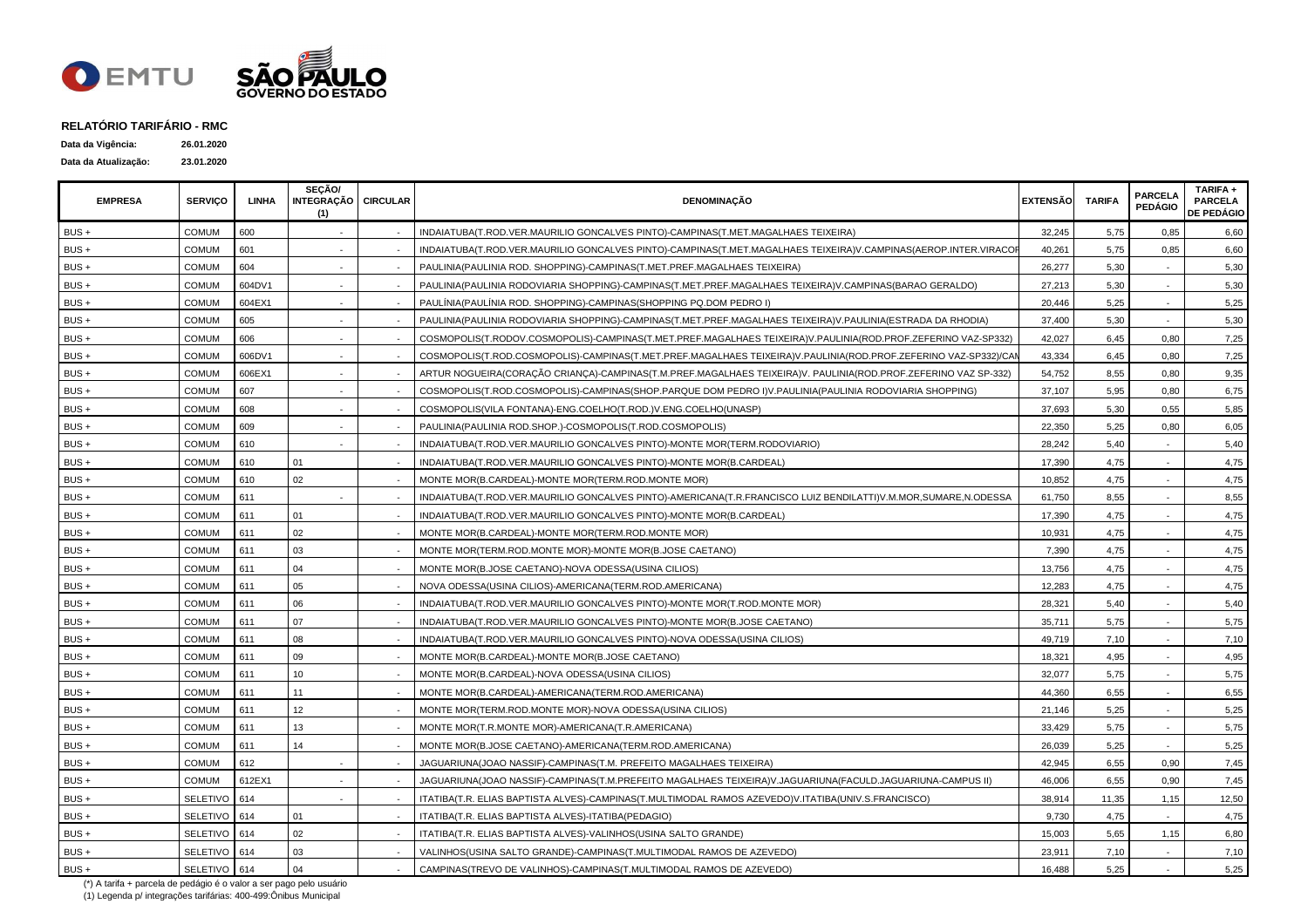## RELATÓRIO TARIFÁRIO - RMC

**Data da Vigência:** 26.01.2020

**Data da Atualização:** 23.01.2020

| EMPRESA | SERVIÇO | LINHA | SEÇÃO/ INTEGRAÇÃO (1) | CIRCULAR | DENOMINAÇÃO | EXTENSÃO | TARIFA | PARCELA PEDÁGIO | TARIFA + PARCELA DE PEDÁGIO |
|---|---|---|---|---|---|---|---|---|---|
| BUS + | COMUM | 600 | - | - | INDAIATUBA(T.ROD.VER.MAURILIO GONCALVES PINTO)-CAMPINAS(T.MET.MAGALHAES TEIXEIRA) | 32,245 | 5,75 | 0,85 | 6,60 |
| BUS + | COMUM | 601 | - | - | INDAIATUBA(T.ROD.VER.MAURILIO GONCALVES PINTO)-CAMPINAS(T.MET.MAGALHAES TEIXEIRA)V.CAMPINAS(AEROP.INTER.VIRACOP | 40,261 | 5,75 | 0,85 | 6,60 |
| BUS + | COMUM | 604 | - | - | PAULINIA(PAULINIA ROD. SHOPPING)-CAMPINAS(T.MET.PREF.MAGALHAES TEIXEIRA) | 26,277 | 5,30 | - | 5,30 |
| BUS + | COMUM | 604DV1 | - | - | PAULINIA(PAULINIA RODOVIARIA SHOPPING)-CAMPINAS(T.MET.PREF.MAGALHAES TEIXEIRA)V.CAMPINAS(BARAO GERALDO) | 27,213 | 5,30 | - | 5,30 |
| BUS + | COMUM | 604EX1 | - | - | PAULÍNIA(PAULÍNIA ROD. SHOPPING)-CAMPINAS(SHOPPING PQ.DOM PEDRO I) | 20,446 | 5,25 | - | 5,25 |
| BUS + | COMUM | 605 | - | - | PAULINIA(PAULINIA RODOVIARIA SHOPPING)-CAMPINAS(T.MET.PREF.MAGALHAES TEIXEIRA)V.PAULINIA(ESTRADA DA RHODIA) | 37,400 | 5,30 | - | 5,30 |
| BUS + | COMUM | 606 | - | - | COSMOPOLIS(T.RODOV.COSMOPOLIS)-CAMPINAS(T.MET.PREF.MAGALHAES TEIXEIRA)V.PAULINIA(ROD.PROF.ZEFERINO VAZ-SP332) | 42,027 | 6,45 | 0,80 | 7,25 |
| BUS + | COMUM | 606DV1 | - | - | COSMOPOLIS(T.ROD.COSMOPOLIS)-CAMPINAS(T.MET.PREF.MAGALHAES TEIXEIRA)V.PAULINIA(ROD.PROF.ZEFERINO VAZ-SP332)/CAM | 43,334 | 6,45 | 0,80 | 7,25 |
| BUS + | COMUM | 606EX1 | - | - | ARTUR NOGUEIRA(CORAÇÃO CRIANÇA)-CAMPINAS(T.M.PREF.MAGALHAES TEIXEIRA)V. PAULINIA(ROD.PROF.ZEFERINO VAZ SP-332) | 54,752 | 8,55 | 0,80 | 9,35 |
| BUS + | COMUM | 607 | - | - | COSMOPOLIS(T.ROD.COSMOPOLIS)-CAMPINAS(SHOP.PARQUE DOM PEDRO I)V.PAULINIA(PAULINIA RODOVIARIA SHOPPING) | 37,107 | 5,95 | 0,80 | 6,75 |
| BUS + | COMUM | 608 | - | - | COSMOPOLIS(VILA FONTANA)-ENG.COELHO(T.ROD.)V.ENG.COELHO(UNASP) | 37,693 | 5,30 | 0,55 | 5,85 |
| BUS + | COMUM | 609 | - | - | PAULINIA(PAULINIA ROD.SHOP.)-COSMOPOLIS(T.ROD.COSMOPOLIS) | 22,350 | 5,25 | 0,80 | 6,05 |
| BUS + | COMUM | 610 | - | - | INDAIATUBA(T.ROD.VER.MAURILIO GONCALVES PINTO)-MONTE MOR(TERM.RODOVIARIO) | 28,242 | 5,40 | - | 5,40 |
| BUS + | COMUM | 610 | 01 | - | INDAIATUBA(T.ROD.VER.MAURILIO GONCALVES PINTO)-MONTE MOR(B.CARDEAL) | 17,390 | 4,75 | - | 4,75 |
| BUS + | COMUM | 610 | 02 | - | MONTE MOR(B.CARDEAL)-MONTE MOR(TERM.ROD.MONTE MOR) | 10,852 | 4,75 | - | 4,75 |
| BUS + | COMUM | 611 | - | - | INDAIATUBA(T.ROD.VER.MAURILIO GONCALVES PINTO)-AMERICANA(T.R.FRANCISCO LUIZ BENDILATTI)V.M.MOR,SUMARE,N.ODESSA | 61,750 | 8,55 | - | 8,55 |
| BUS + | COMUM | 611 | 01 | - | INDAIATUBA(T.ROD.VER.MAURILIO GONCALVES PINTO)-MONTE MOR(B.CARDEAL) | 17,390 | 4,75 | - | 4,75 |
| BUS + | COMUM | 611 | 02 | - | MONTE MOR(B.CARDEAL)-MONTE MOR(TERM.ROD.MONTE MOR) | 10,931 | 4,75 | - | 4,75 |
| BUS + | COMUM | 611 | 03 | - | MONTE MOR(TERM.ROD.MONTE MOR)-MONTE MOR(B.JOSE CAETANO) | 7,390 | 4,75 | - | 4,75 |
| BUS + | COMUM | 611 | 04 | - | MONTE MOR(B.JOSE CAETANO)-NOVA ODESSA(USINA CILIOS) | 13,756 | 4,75 | - | 4,75 |
| BUS + | COMUM | 611 | 05 | - | NOVA ODESSA(USINA CILIOS)-AMERICANA(TERM.ROD.AMERICANA) | 12,283 | 4,75 | - | 4,75 |
| BUS + | COMUM | 611 | 06 | - | INDAIATUBA(T.ROD.VER.MAURILIO GONCALVES PINTO)-MONTE MOR(T.ROD.MONTE MOR) | 28,321 | 5,40 | - | 5,40 |
| BUS + | COMUM | 611 | 07 | - | INDAIATUBA(T.ROD.VER.MAURILIO GONCALVES PINTO)-MONTE MOR(B.JOSE CAETANO) | 35,711 | 5,75 | - | 5,75 |
| BUS + | COMUM | 611 | 08 | - | INDAIATUBA(T.ROD.VER.MAURILIO GONCALVES PINTO)-NOVA ODESSA(USINA CILIOS) | 49,719 | 7,10 | - | 7,10 |
| BUS + | COMUM | 611 | 09 | - | MONTE MOR(B.CARDEAL)-MONTE MOR(B.JOSE CAETANO) | 18,321 | 4,95 | - | 4,95 |
| BUS + | COMUM | 611 | 10 | - | MONTE MOR(B.CARDEAL)-NOVA ODESSA(USINA CILIOS) | 32,077 | 5,75 | - | 5,75 |
| BUS + | COMUM | 611 | 11 | - | MONTE MOR(B.CARDEAL)-AMERICANA(TERM.ROD.AMERICANA) | 44,360 | 6,55 | - | 6,55 |
| BUS + | COMUM | 611 | 12 | - | MONTE MOR(TERM.ROD.MONTE MOR)-NOVA ODESSA(USINA CILIOS) | 21,146 | 5,25 | - | 5,25 |
| BUS + | COMUM | 611 | 13 | - | MONTE MOR(T.R.MONTE MOR)-AMERICANA(T.R.AMERICANA) | 33,429 | 5,75 | - | 5,75 |
| BUS + | COMUM | 611 | 14 | - | MONTE MOR(B.JOSE CAETANO)-AMERICANA(TERM.ROD.AMERICANA) | 26,039 | 5,25 | - | 5,25 |
| BUS + | COMUM | 612 | - | - | JAGUARIUNA(JOAO NASSIF)-CAMPINAS(T.M. PREFEITO MAGALHAES TEIXEIRA) | 42,945 | 6,55 | 0,90 | 7,45 |
| BUS + | COMUM | 612EX1 | - | - | JAGUARIUNA(JOAO NASSIF)-CAMPINAS(T.M.PREFEITO MAGALHAES TEIXEIRA)V.JAGUARIUNA(FACULD.JAGUARIUNA-CAMPUS II) | 46,006 | 6,55 | 0,90 | 7,45 |
| BUS + | SELETIVO | 614 | - | - | ITATIBA(T.R. ELIAS BAPTISTA ALVES)-CAMPINAS(T.MULTIMODAL RAMOS AZEVEDO)V.ITATIBA(UNIV.S.FRANCISCO) | 38,914 | 11,35 | 1,15 | 12,50 |
| BUS + | SELETIVO | 614 | 01 | - | ITATIBA(T.R. ELIAS BAPTISTA ALVES)-ITATIBA(PEDAGIO) | 9,730 | 4,75 | - | 4,75 |
| BUS + | SELETIVO | 614 | 02 | - | ITATIBA(T.R. ELIAS BAPTISTA ALVES)-VALINHOS(USINA SALTO GRANDE) | 15,003 | 5,65 | 1,15 | 6,80 |
| BUS + | SELETIVO | 614 | 03 | - | VALINHOS(USINA SALTO GRANDE)-CAMPINAS(T.MULTIMODAL RAMOS DE AZEVEDO) | 23,911 | 7,10 | - | 7,10 |
| BUS + | SELETIVO | 614 | 04 | - | CAMPINAS(TREVO DE VALINHOS)-CAMPINAS(T.MULTIMODAL RAMOS DE AZEVEDO) | 16,488 | 5,25 | - | 5,25 |

(*) A tarifa + parcela de pedágio é o valor a ser pago pelo usuário

(1) Legenda p/ integrações tarifárias: 400-499:Ônibus Municipal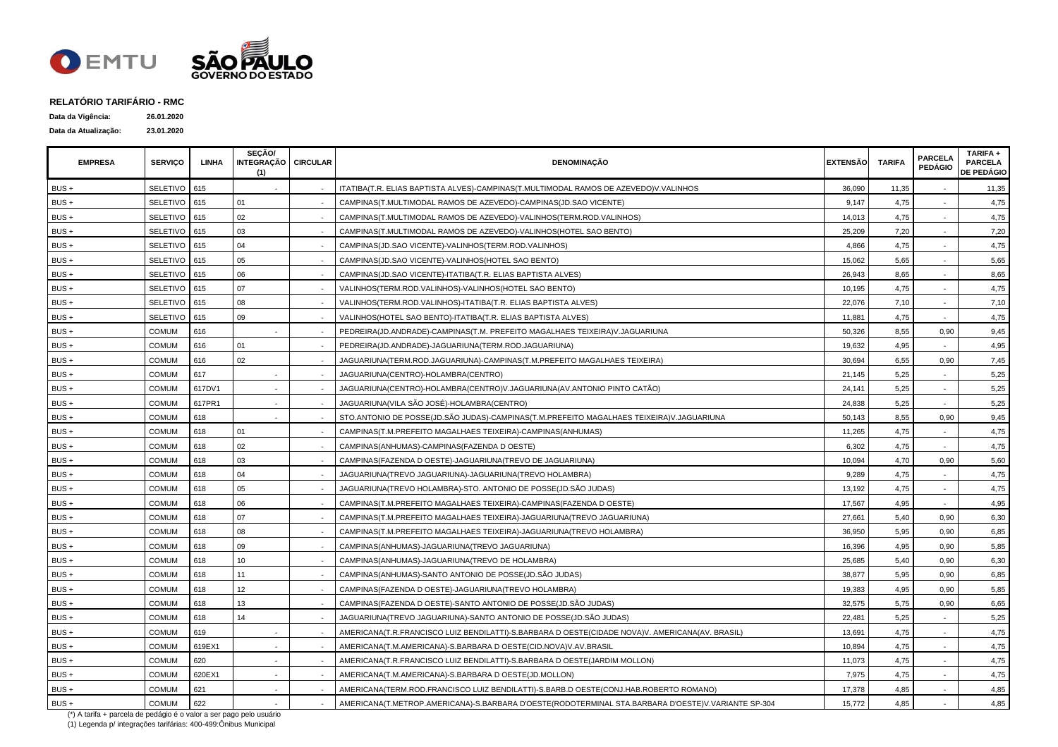## RELATÓRIO TARIFÁRIO - RMC

**Data da Vigência:** 26.01.2020

**Data da Atualização:** 23.01.2020

| EMPRESA | SERVIÇO | LINHA | SEÇÃO/ INTEGRAÇÃO (1) | CIRCULAR | DENOMINAÇÃO | EXTENSÃO | TARIFA | PARCELA PEDÁGIO | TARIFA + PARCELA DE PEDÁGIO |
|---|---|---|---|---|---|---|---|---|---|
| BUS + | SELETIVO | 615 | - | - | ITATIBA(T.R. ELIAS BAPTISTA ALVES)-CAMPINAS(T.MULTIMODAL RAMOS DE AZEVEDO)V.VALINHOS | 36,090 | 11,35 | - | 11,35 |
| BUS + | SELETIVO | 615 | 01 | - | CAMPINAS(T.MULTIMODAL RAMOS DE AZEVEDO)-CAMPINAS(JD.SAO VICENTE) | 9,147 | 4,75 | - | 4,75 |
| BUS + | SELETIVO | 615 | 02 | - | CAMPINAS(T.MULTIMODAL RAMOS DE AZEVEDO)-VALINHOS(TERM.ROD.VALINHOS) | 14,013 | 4,75 | - | 4,75 |
| BUS + | SELETIVO | 615 | 03 | - | CAMPINAS(T.MULTIMODAL RAMOS DE AZEVEDO)-VALINHOS(HOTEL SAO BENTO) | 25,209 | 7,20 | - | 7,20 |
| BUS + | SELETIVO | 615 | 04 | - | CAMPINAS(JD.SAO VICENTE)-VALINHOS(TERM.ROD.VALINHOS) | 4,866 | 4,75 | - | 4,75 |
| BUS + | SELETIVO | 615 | 05 | - | CAMPINAS(JD.SAO VICENTE)-VALINHOS(HOTEL SAO BENTO) | 15,062 | 5,65 | - | 5,65 |
| BUS + | SELETIVO | 615 | 06 | - | CAMPINAS(JD.SAO VICENTE)-ITATIBA(T.R. ELIAS BAPTISTA ALVES) | 26,943 | 8,65 | - | 8,65 |
| BUS + | SELETIVO | 615 | 07 | - | VALINHOS(TERM.ROD.VALINHOS)-VALINHOS(HOTEL SAO BENTO) | 10,195 | 4,75 | - | 4,75 |
| BUS + | SELETIVO | 615 | 08 | - | VALINHOS(TERM.ROD.VALINHOS)-ITATIBA(T.R. ELIAS BAPTISTA ALVES) | 22,076 | 7,10 | - | 7,10 |
| BUS + | SELETIVO | 615 | 09 | - | VALINHOS(HOTEL SAO BENTO)-ITATIBA(T.R. ELIAS BAPTISTA ALVES) | 11,881 | 4,75 | - | 4,75 |
| BUS + | COMUM | 616 | - | - | PEDREIRA(JD.ANDRADE)-CAMPINAS(T.M. PREFEITO MAGALHAES TEIXEIRA)V.JAGUARIUNA | 50,326 | 8,55 | 0,90 | 9,45 |
| BUS + | COMUM | 616 | 01 | - | PEDREIRA(JD.ANDRADE)-JAGUARIUNA(TERM.ROD.JAGUARIUNA) | 19,632 | 4,95 | - | 4,95 |
| BUS + | COMUM | 616 | 02 | - | JAGUARIUNA(TERM.ROD.JAGUARIUNA)-CAMPINAS(T.M.PREFEITO MAGALHAES TEIXEIRA) | 30,694 | 6,55 | 0,90 | 7,45 |
| BUS + | COMUM | 617 | - | - | JAGUARIUNA(CENTRO)-HOLAMBRA(CENTRO) | 21,145 | 5,25 | - | 5,25 |
| BUS + | COMUM | 617DV1 | - | - | JAGUARIUNA(CENTRO)-HOLAMBRA(CENTRO)V.JAGUARIUNA(AV.ANTONIO PINTO CATÃO) | 24,141 | 5,25 | - | 5,25 |
| BUS + | COMUM | 617PR1 | - | - | JAGUARIUNA(VILA SÃO JOSÉ)-HOLAMBRA(CENTRO) | 24,838 | 5,25 | - | 5,25 |
| BUS + | COMUM | 618 | - | - | STO.ANTONIO DE POSSE(JD.SÃO JUDAS)-CAMPINAS(T.M.PREFEITO MAGALHAES TEIXEIRA)V.JAGUARIUNA | 50,143 | 8,55 | 0,90 | 9,45 |
| BUS + | COMUM | 618 | 01 | - | CAMPINAS(T.M.PREFEITO MAGALHAES TEIXEIRA)-CAMPINAS(ANHUMAS) | 11,265 | 4,75 | - | 4,75 |
| BUS + | COMUM | 618 | 02 | - | CAMPINAS(ANHUMAS)-CAMPINAS(FAZENDA D OESTE) | 6,302 | 4,75 | - | 4,75 |
| BUS + | COMUM | 618 | 03 | - | CAMPINAS(FAZENDA D OESTE)-JAGUARIUNA(TREVO DE JAGUARIUNA) | 10,094 | 4,70 | 0,90 | 5,60 |
| BUS + | COMUM | 618 | 04 | - | JAGUARIUNA(TREVO JAGUARIUNA)-JAGUARIUNA(TREVO HOLAMBRA) | 9,289 | 4,75 | - | 4,75 |
| BUS + | COMUM | 618 | 05 | - | JAGUARIUNA(TREVO HOLAMBRA)-STO. ANTONIO DE POSSE(JD.SÃO JUDAS) | 13,192 | 4,75 | - | 4,75 |
| BUS + | COMUM | 618 | 06 | - | CAMPINAS(T.M.PREFEITO MAGALHAES TEIXEIRA)-CAMPINAS(FAZENDA D OESTE) | 17,567 | 4,95 | - | 4,95 |
| BUS + | COMUM | 618 | 07 | - | CAMPINAS(T.M.PREFEITO MAGALHAES TEIXEIRA)-JAGUARIUNA(TREVO JAGUARIUNA) | 27,661 | 5,40 | 0,90 | 6,30 |
| BUS + | COMUM | 618 | 08 | - | CAMPINAS(T.M.PREFEITO MAGALHAES TEIXEIRA)-JAGUARIUNA(TREVO HOLAMBRA) | 36,950 | 5,95 | 0,90 | 6,85 |
| BUS + | COMUM | 618 | 09 | - | CAMPINAS(ANHUMAS)-JAGUARIUNA(TREVO JAGUARIUNA) | 16,396 | 4,95 | 0,90 | 5,85 |
| BUS + | COMUM | 618 | 10 | - | CAMPINAS(ANHUMAS)-JAGUARIUNA(TREVO DE HOLAMBRA) | 25,685 | 5,40 | 0,90 | 6,30 |
| BUS + | COMUM | 618 | 11 | - | CAMPINAS(ANHUMAS)-SANTO ANTONIO DE POSSE(JD.SÃO JUDAS) | 38,877 | 5,95 | 0,90 | 6,85 |
| BUS + | COMUM | 618 | 12 | - | CAMPINAS(FAZENDA D OESTE)-JAGUARIUNA(TREVO HOLAMBRA) | 19,383 | 4,95 | 0,90 | 5,85 |
| BUS + | COMUM | 618 | 13 | - | CAMPINAS(FAZENDA D OESTE)-SANTO ANTONIO DE POSSE(JD.SÃO JUDAS) | 32,575 | 5,75 | 0,90 | 6,65 |
| BUS + | COMUM | 618 | 14 | - | JAGUARIUNA(TREVO JAGUARIUNA)-SANTO ANTONIO DE POSSE(JD.SÃO JUDAS) | 22,481 | 5,25 | - | 5,25 |
| BUS + | COMUM | 619 | - | - | AMERICANA(T.R.FRANCISCO LUIZ BENDILATTI)-S.BARBARA D OESTE(CIDADE NOVA)V. AMERICANA(AV. BRASIL) | 13,691 | 4,75 | - | 4,75 |
| BUS + | COMUM | 619EX1 | - | - | AMERICANA(T.M.AMERICANA)-S.BARBARA D OESTE(CID.NOVA)V.AV.BRASIL | 10,894 | 4,75 | - | 4,75 |
| BUS + | COMUM | 620 | - | - | AMERICANA(T.R.FRANCISCO LUIZ BENDILATTI)-S.BARBARA D OESTE(JARDIM MOLLON) | 11,073 | 4,75 | - | 4,75 |
| BUS + | COMUM | 620EX1 | - | - | AMERICANA(T.M.AMERICANA)-S.BARBARA D OESTE(JD.MOLLON) | 7,975 | 4,75 | - | 4,75 |
| BUS + | COMUM | 621 | - | - | AMERICANA(TERM.ROD.FRANCISCO LUIZ BENDILATTI)-S.BARB.D OESTE(CONJ.HAB.ROBERTO ROMANO) | 17,378 | 4,85 | - | 4,85 |
| BUS + | COMUM | 622 | - | - | AMERICANA(T.METROP.AMERICANA)-S.BARBARA D'OESTE(RODOTERMINAL STA.BARBARA D'OESTE)V.VARIANTE SP-304 | 15,772 | 4,85 | - | 4,85 |

(*) A tarifa + parcela de pedágio é o valor a ser pago pelo usuário

(1) Legenda p/ integrações tarifárias: 400-499:Ônibus Municipal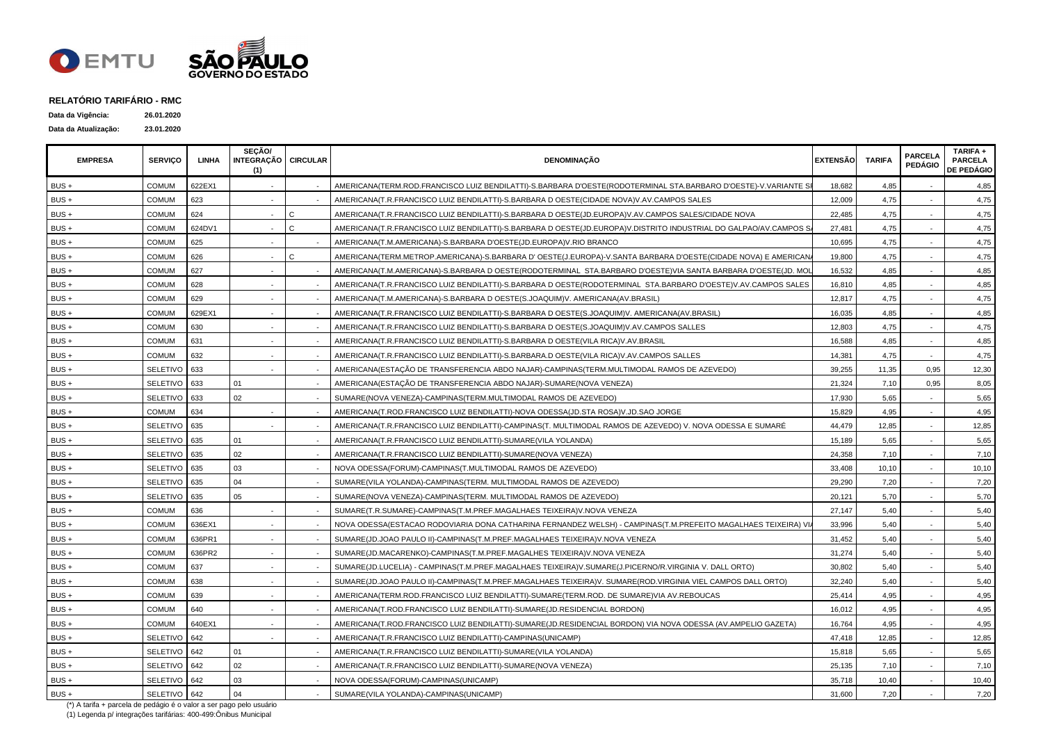## RELATÓRIO TARIFÁRIO - RMC

**Data da Vigência:** 26.01.2020

**Data da Atualização:** 23.01.2020

| EMPRESA | SERVIÇO | LINHA | SEÇÃO/ INTEGRAÇÃO (1) | CIRCULAR | DENOMINAÇÃO | EXTENSÃO | TARIFA | PARCELA PEDÁGIO | TARIFA + PARCELA DE PEDÁGIO |
|---|---|---|---|---|---|---|---|---|---|
| BUS + | COMUM | 622EX1 | - | - | AMERICANA(TERM.ROD.FRANCISCO LUIZ BENDILATTI)-S.BARBARA D'OESTE(RODOTERMINAL STA.BARBARO D'OESTE)-V.VARIANTE S | 18,682 | 4,85 | - | 4,85 |
| BUS + | COMUM | 623 | - | - | AMERICANA(T.R.FRANCISCO LUIZ BENDILATTI)-S.BARBARA D OESTE(CIDADE NOVA)V.AV.CAMPOS SALES | 12,009 | 4,75 | - | 4,75 |
| BUS + | COMUM | 624 | - | C | AMERICANA(T.R.FRANCISCO LUIZ BENDILATTI)-S.BARBARA D OESTE(JD.EUROPA)V.AV.CAMPOS SALES/CIDADE NOVA | 22,485 | 4,75 | - | 4,75 |
| BUS + | COMUM | 624DV1 | - | C | AMERICANA(T.R.FRANCISCO LUIZ BENDILATTI)-S.BARBARA D OESTE(JD.EUROPA)V.DISTRITO INDUSTRIAL DO GALPAO/AV.CAMPOS S | 27,481 | 4,75 | - | 4,75 |
| BUS + | COMUM | 625 | - | - | AMERICANA(T.M.AMERICANA)-S.BARBARA D'OESTE(JD.EUROPA)V.RIO BRANCO | 10,695 | 4,75 | - | 4,75 |
| BUS + | COMUM | 626 | - | C | AMERICANA(TERM.METROP.AMERICANA)-S.BARBARA D' OESTE(J.EUROPA)-V.SANTA BARBARA D'OESTE(CIDADE NOVA) E AMERICAN | 19,800 | 4,75 | - | 4,75 |
| BUS + | COMUM | 627 | - | - | AMERICANA(T.M.AMERICANA)-S.BARBARA D OESTE(RODOTERMINAL STA.BARBARO D'OESTE)VIA SANTA BARBARA D'OESTE(JD. MO | 16,532 | 4,85 | - | 4,85 |
| BUS + | COMUM | 628 | - | - | AMERICANA(T.R.FRANCISCO LUIZ BENDILATTI)-S.BARBARA D OESTE(RODOTERMINAL STA.BARBARO D'OESTE)V.AV.CAMPOS SALES | 16,810 | 4,85 | - | 4,85 |
| BUS + | COMUM | 629 | - | - | AMERICANA(T.M.AMERICANA)-S.BARBARA D OESTE(S.JOAQUIM)V. AMERICANA(AV.BRASIL) | 12,817 | 4,75 | - | 4,75 |
| BUS + | COMUM | 629EX1 | - | - | AMERICANA(T.R.FRANCISCO LUIZ BENDILATTI)-S.BARBARA D OESTE(S.JOAQUIM)V. AMERICANA(AV.BRASIL) | 16,035 | 4,85 | - | 4,85 |
| BUS + | COMUM | 630 | - | - | AMERICANA(T.R.FRANCISCO LUIZ BENDILATTI)-S.BARBARA D OESTE(S.JOAQUIM)V.AV.CAMPOS SALLES | 12,803 | 4,75 | - | 4,75 |
| BUS + | COMUM | 631 | - | - | AMERICANA(T.R.FRANCISCO LUIZ BENDILATTI)-S.BARBARA D OESTE(VILA RICA)V.AV.BRASIL | 16,588 | 4,85 | - | 4,85 |
| BUS + | COMUM | 632 | - | - | AMERICANA(T.R.FRANCISCO LUIZ BENDILATTI)-S.BARBARA.D OESTE(VILA RICA)V.AV.CAMPOS SALLES | 14,381 | 4,75 | - | 4,75 |
| BUS + | SELETIVO | 633 | - | - | AMERICANA(ESTAÇÃO DE TRANSFERENCIA ABDO NAJAR)-CAMPINAS(TERM.MULTIMODAL RAMOS DE AZEVEDO) | 39,255 | 11,35 | 0,95 | 12,30 |
| BUS + | SELETIVO | 633 | 01 | - | AMERICANA(ESTAÇÃO DE TRANSFERENCIA ABDO NAJAR)-SUMARE(NOVA VENEZA) | 21,324 | 7,10 | 0,95 | 8,05 |
| BUS + | SELETIVO | 633 | 02 | - | SUMARE(NOVA VENEZA)-CAMPINAS(TERM.MULTIMODAL RAMOS DE AZEVEDO) | 17,930 | 5,65 | - | 5,65 |
| BUS + | COMUM | 634 | - | - | AMERICANA(T.ROD.FRANCISCO LUIZ BENDILATTI)-NOVA ODESSA(JD.STA ROSA)V.JD.SAO JORGE | 15,829 | 4,95 | - | 4,95 |
| BUS + | SELETIVO | 635 | - | - | AMERICANA(T.R.FRANCISCO LUIZ BENDILATTI)-CAMPINAS(T. MULTIMODAL RAMOS DE AZEVEDO) V. NOVA ODESSA E SUMARÉ | 44,479 | 12,85 | - | 12,85 |
| BUS + | SELETIVO | 635 | 01 | - | AMERICANA(T.R.FRANCISCO LUIZ BENDILATTI)-SUMARE(VILA YOLANDA) | 15,189 | 5,65 | - | 5,65 |
| BUS + | SELETIVO | 635 | 02 | - | AMERICANA(T.R.FRANCISCO LUIZ BENDILATTI)-SUMARE(NOVA VENEZA) | 24,358 | 7,10 | - | 7,10 |
| BUS + | SELETIVO | 635 | 03 | - | NOVA ODESSA(FORUM)-CAMPINAS(T.MULTIMODAL RAMOS DE AZEVEDO) | 33,408 | 10,10 | - | 10,10 |
| BUS + | SELETIVO | 635 | 04 | - | SUMARE(VILA YOLANDA)-CAMPINAS(TERM. MULTIMODAL RAMOS DE AZEVEDO) | 29,290 | 7,20 | - | 7,20 |
| BUS + | SELETIVO | 635 | 05 | - | SUMARE(NOVA VENEZA)-CAMPINAS(TERM. MULTIMODAL RAMOS DE AZEVEDO) | 20,121 | 5,70 | - | 5,70 |
| BUS + | COMUM | 636 | - | - | SUMARE(T.R.SUMARE)-CAMPINAS(T.M.PREF.MAGALHAES TEIXEIRA)V.NOVA VENEZA | 27,147 | 5,40 | - | 5,40 |
| BUS + | COMUM | 636EX1 | - | - | NOVA ODESSA(ESTACAO RODOVIARIA DONA CATHARINA FERNANDEZ WELSH) - CAMPINAS(T.M.PREFEITO MAGALHAES TEIXEIRA) V | 33,996 | 5,40 | - | 5,40 |
| BUS + | COMUM | 636PR1 | - | - | SUMARE(JD.JOAO PAULO II)-CAMPINAS(T.M.PREF.MAGALHAES TEIXEIRA)V.NOVA VENEZA | 31,452 | 5,40 | - | 5,40 |
| BUS + | COMUM | 636PR2 | - | - | SUMARE(JD.MACARENKO)-CAMPINAS(T.M.PREF.MAGALHES TEIXEIRA)V.NOVA VENEZA | 31,274 | 5,40 | - | 5,40 |
| BUS + | COMUM | 637 | - | - | SUMARE(JD.LUCELIA) - CAMPINAS(T.M.PREF.MAGALHAES TEIXEIRA)V.SUMARE(J.PICERNO/R.VIRGINIA V. DALL ORTO) | 30,802 | 5,40 | - | 5,40 |
| BUS + | COMUM | 638 | - | - | SUMARE(JD.JOAO PAULO II)-CAMPINAS(T.M.PREF.MAGALHAES TEIXEIRA)V. SUMARE(ROD.VIRGINIA VIEL CAMPOS DALL ORTO) | 32,240 | 5,40 | - | 5,40 |
| BUS + | COMUM | 639 | - | - | AMERICANA(TERM.ROD.FRANCISCO LUIZ BENDILATTI)-SUMARE(TERM.ROD. DE SUMARE)VIA AV.REBOUCAS | 25,414 | 4,95 | - | 4,95 |
| BUS + | COMUM | 640 | - | - | AMERICANA(T.ROD.FRANCISCO LUIZ BENDILATTI)-SUMARE(JD.RESIDENCIAL BORDON) | 16,012 | 4,95 | - | 4,95 |
| BUS + | COMUM | 640EX1 | - | - | AMERICANA(T.ROD.FRANCISCO LUIZ BENDILATTI)-SUMARE(JD.RESIDENCIAL BORDON) VIA NOVA ODESSA (AV.AMPELIO GAZETA) | 16,764 | 4,95 | - | 4,95 |
| BUS + | SELETIVO | 642 | - | - | AMERICANA(T.R.FRANCISCO LUIZ BENDILATTI)-CAMPINAS(UNICAMP) | 47,418 | 12,85 | - | 12,85 |
| BUS + | SELETIVO | 642 | 01 | - | AMERICANA(T.R.FRANCISCO LUIZ BENDILATTI)-SUMARE(VILA YOLANDA) | 15,818 | 5,65 | - | 5,65 |
| BUS + | SELETIVO | 642 | 02 | - | AMERICANA(T.R.FRANCISCO LUIZ BENDILATTI)-SUMARE(NOVA VENEZA) | 25,135 | 7,10 | - | 7,10 |
| BUS + | SELETIVO | 642 | 03 | - | NOVA ODESSA(FORUM)-CAMPINAS(UNICAMP) | 35,718 | 10,40 | - | 10,40 |
| BUS + | SELETIVO | 642 | 04 | - | SUMARE(VILA YOLANDA)-CAMPINAS(UNICAMP) | 31,600 | 7,20 | - | 7,20 |

(*) A tarifa + parcela de pedágio é o valor a ser pago pelo usuário

(1) Legenda p/ integrações tarifárias: 400-499:Ônibus Municipal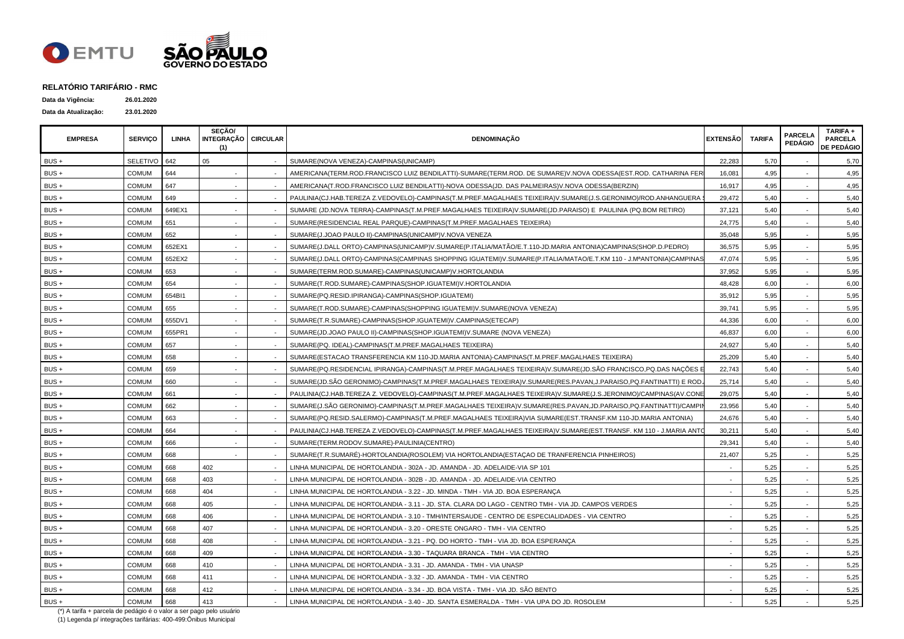**RELATÓRIO TARIFÁRIO - RMC**

**Data da Vigência:** 26.01.2020

**Data da Atualização:** 23.01.2020

| EMPRESA | SERVIÇO | LINHA | SEÇÃO/ INTEGRAÇÃO (1) | CIRCULAR | DENOMINAÇÃO | EXTENSÃO | TARIFA | PARCELA PEDÁGIO | TARIFA + PARCELA DE PEDÁGIO |
|---|---|---|---|---|---|---|---|---|---|
| BUS + | SELETIVO | 642 | 05 | - | SUMARE(NOVA VENEZA)-CAMPINAS(UNICAMP) | 22,283 | 5,70 | - | 5,70 |
| BUS + | COMUM | 644 | - | - | AMERICANA(TERM.ROD.FRANCISCO LUIZ BENDILATTI)-SUMARE(TERM.ROD. DE SUMARE)V.NOVA ODESSA(EST.ROD. CATHARINA FER | 16,081 | 4,95 | - | 4,95 |
| BUS + | COMUM | 647 | - | - | AMERICANA(T.ROD.FRANCISCO LUIZ BENDILATTI)-NOVA ODESSA(JD. DAS PALMEIRAS)V.NOVA ODESSA(BERZIN) | 16,917 | 4,95 | - | 4,95 |
| BUS + | COMUM | 649 | - | - | PAULINIA(CJ.HAB.TEREZA Z.VEDOVELO)-CAMPINAS(T.M.PREF.MAGALHAES TEIXEIRA)V.SUMARE(J.S.GERONIMO)/ROD.ANHANGUERA | 29,472 | 5,40 | - | 5,40 |
| BUS + | COMUM | 649EX1 | - | - | SUMARE (JD.NOVA TERRA)-CAMPINAS(T.M.PREF.MAGALHAES TEIXEIRA)V.SUMARE(JD.PARAISO) E PAULINIA (PQ.BOM RETIRO) | 37,121 | 5,40 | - | 5,40 |
| BUS + | COMUM | 651 | - | - | SUMARE(RESIDENCIAL REAL PARQUE)-CAMPINAS(T.M.PREF.MAGALHAES TEIXEIRA) | 24,775 | 5,40 | - | 5,40 |
| BUS + | COMUM | 652 | - | - | SUMARE(J.JOAO PAULO II)-CAMPINAS(UNICAMP)V.NOVA VENEZA | 35,048 | 5,95 | - | 5,95 |
| BUS + | COMUM | 652EX1 | - | - | SUMARE(J.DALL ORTO)-CAMPINAS(UNICAMP)V.SUMARE(P.ITALIA/MATÃO/E.T.110-JD.MARIA ANTONIA)CAMPINAS(SHOP.D.PEDRO) | 36,575 | 5,95 | - | 5,95 |
| BUS + | COMUM | 652EX2 | - | - | SUMARE(J.DALL ORTO)-CAMPINAS(CAMPINAS SHOPPING IGUATEMI)V.SUMARE(P.ITALIA/MATAO/E.T.KM 110 - J.MªANTONIA)CAMPINAS | 47,074 | 5,95 | - | 5,95 |
| BUS + | COMUM | 653 | - | - | SUMARE(TERM.ROD.SUMARE)-CAMPINAS(UNICAMP)V.HORTOLANDIA | 37,952 | 5,95 | - | 5,95 |
| BUS + | COMUM | 654 | - | - | SUMARE(T.ROD.SUMARE)-CAMPINAS(SHOP.IGUATEMI)V.HORTOLANDIA | 48,428 | 6,00 | - | 6,00 |
| BUS + | COMUM | 654BI1 | - | - | SUMARE(PQ.RESID.IPIRANGA)-CAMPINAS(SHOP.IGUATEMI) | 35,912 | 5,95 | - | 5,95 |
| BUS + | COMUM | 655 | - | - | SUMARE(T.ROD.SUMARE)-CAMPINAS(SHOPPING IGUATEMI)V.SUMARE(NOVA VENEZA) | 39,741 | 5,95 | - | 5,95 |
| BUS + | COMUM | 655DV1 | - | - | SUMARE(T.R.SUMARE)-CAMPINAS(SHOP.IGUATEMI)V.CAMPINAS(ETECAP) | 44,336 | 6,00 | - | 6,00 |
| BUS + | COMUM | 655PR1 | - | - | SUMARE(JD.JOAO PAULO II)-CAMPINAS(SHOP.IGUATEMI)V.SUMARE (NOVA VENEZA) | 46,837 | 6,00 | - | 6,00 |
| BUS + | COMUM | 657 | - | - | SUMARE(PQ. IDEAL)-CAMPINAS(T.M.PREF.MAGALHAES TEIXEIRA) | 24,927 | 5,40 | - | 5,40 |
| BUS + | COMUM | 658 | - | - | SUMARE(ESTACAO TRANSFERENCIA KM 110-JD.MARIA ANTONIA)-CAMPINAS(T.M.PREF.MAGALHAES TEIXEIRA) | 25,209 | 5,40 | - | 5,40 |
| BUS + | COMUM | 659 | - | - | SUMARE(PQ.RESIDENCIAL IPIRANGA)-CAMPINAS(T.M.PREF.MAGALHAES TEIXEIRA)V.SUMARE(JD.SÃO FRANCISCO,PQ.DAS NAÇÕES E | 22,743 | 5,40 | - | 5,40 |
| BUS + | COMUM | 660 | - | - | SUMARE(JD.SÃO GERONIMO)-CAMPINAS(T.M.PREF.MAGALHAES TEIXEIRA)V.SUMARE(RES.PAVAN,J.PARAISO.PQ.FANTINATTI) E ROD. | 25,714 | 5,40 | - | 5,40 |
| BUS + | COMUM | 661 | - | - | PAULINIA(CJ.HAB.TEREZA Z. VEDOVELO)-CAMPINAS(T.M.PREF.MAGALHAES TEIXEIRA)V.SUMARE(J.S.JERONIMO)/CAMPINAS(AV.CONE | 29,075 | 5,40 | - | 5,40 |
| BUS + | COMUM | 662 | - | - | SUMARE(J.SÃO GERONIMO)-CAMPINAS(T.M.PREF.MAGALHAES TEIXEIRA)V.SUMARE(RES.PAVAN,JD.PARAISO,PQ.FANTINATTI)/CAMPIN | 23,956 | 5,40 | - | 5,40 |
| BUS + | COMUM | 663 | - | - | SUMARE(PQ.RESID.SALERMO)-CAMPINAS(T.M.PREF.MAGALHAES TEIXEIRA)VIA SUMARE(EST.TRANSF.KM 110-JD.MARIA ANTONIA) | 24,676 | 5,40 | - | 5,40 |
| BUS + | COMUM | 664 | - | - | PAULINIA(CJ.HAB.TEREZA Z.VEDOVELO)-CAMPINAS(T.M.PREF.MAGALHAES TEIXEIRA)V.SUMARE(EST.TRANSF. KM 110 - J.MARIA ANTO | 30,211 | 5,40 | - | 5,40 |
| BUS + | COMUM | 666 | - | - | SUMARE(TERM.RODOV.SUMARE)-PAULINIA(CENTRO) | 29,341 | 5,40 | - | 5,40 |
| BUS + | COMUM | 668 | - | - | SUMARE(T.R.SUMARÉ)-HORTOLANDIA(ROSOLEM) VIA HORTOLANDIA(ESTAÇAO DE TRANFERENCIA PINHEIROS) | 21,407 | 5,25 | - | 5,25 |
| BUS + | COMUM | 668 | 402 | - | LINHA MUNICIPAL DE HORTOLANDIA - 302A - JD. AMANDA - JD. ADELAIDE-VIA SP 101 | - | 5,25 | - | 5,25 |
| BUS + | COMUM | 668 | 403 | - | LINHA MUNICIPAL DE HORTOLANDIA - 302B - JD. AMANDA - JD. ADELAIDE-VIA CENTRO | - | 5,25 | - | 5,25 |
| BUS + | COMUM | 668 | 404 | - | LINHA MUNICIPAL DE HORTOLANDIA - 3.22 - JD. MINDA - TMH - VIA JD. BOA ESPERANÇA | - | 5,25 | - | 5,25 |
| BUS + | COMUM | 668 | 405 | - | LINHA MUNICIPAL DE HORTOLANDIA - 3.11 - JD. STA. CLARA DO LAGO - CENTRO TMH - VIA JD. CAMPOS VERDES | - | 5,25 | - | 5,25 |
| BUS + | COMUM | 668 | 406 | - | LINHA MUNICIPAL DE HORTOLANDIA - 3.10 - TMH/INTERSAUDE - CENTRO DE ESPECIALIDADES - VIA CENTRO | - | 5,25 | - | 5,25 |
| BUS + | COMUM | 668 | 407 | - | LINHA MUNICIPAL DE HORTOLANDIA - 3.20 - ORESTE ONGARO - TMH - VIA CENTRO | - | 5,25 | - | 5,25 |
| BUS + | COMUM | 668 | 408 | - | LINHA MUNICIPAL DE HORTOLANDIA - 3.21 - PQ. DO HORTO - TMH - VIA JD. BOA ESPERANÇA | - | 5,25 | - | 5,25 |
| BUS + | COMUM | 668 | 409 | - | LINHA MUNICIPAL DE HORTOLANDIA - 3.30 - TAQUARA BRANCA - TMH - VIA CENTRO | - | 5,25 | - | 5,25 |
| BUS + | COMUM | 668 | 410 | - | LINHA MUNICIPAL DE HORTOLANDIA - 3.31 - JD. AMANDA - TMH - VIA UNASP | - | 5,25 | - | 5,25 |
| BUS + | COMUM | 668 | 411 | - | LINHA MUNICIPAL DE HORTOLANDIA - 3.32 - JD. AMANDA - TMH - VIA CENTRO | - | 5,25 | - | 5,25 |
| BUS + | COMUM | 668 | 412 | - | LINHA MUNICIPAL DE HORTOLANDIA - 3.34 - JD. BOA VISTA - TMH - VIA JD. SÃO BENTO | - | 5,25 | - | 5,25 |
| BUS + | COMUM | 668 | 413 | - | LINHA MUNICIPAL DE HORTOLANDIA - 3.40 - JD. SANTA ESMERALDA - TMH - VIA UPA DO JD. ROSOLEM | - | 5,25 | - | 5,25 |

(*) A tarifa + parcela de pedágio é o valor a ser pago pelo usuário

(1) Legenda p/ integrações tarifárias: 400-499:Ônibus Municipal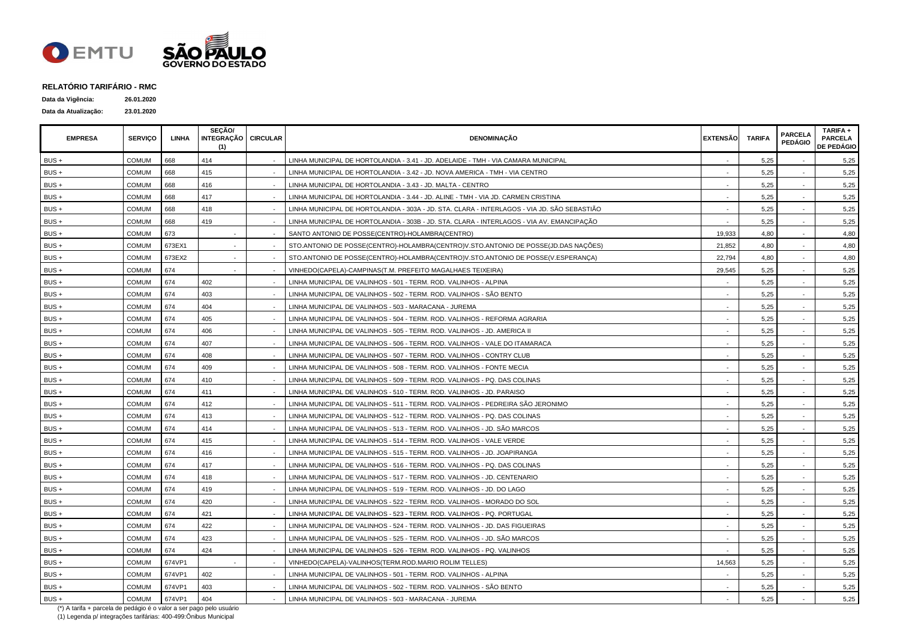## RELATÓRIO TARIFÁRIO - RMC

**Data da Vigência:** 26.01.2020

**Data da Atualização:** 23.01.2020

| EMPRESA | SERVIÇO | LINHA | SEÇÃO/ INTEGRAÇÃO (1) | CIRCULAR | DENOMINAÇÃO | EXTENSÃO | TARIFA | PARCELA PEDÁGIO | TARIFA + PARCELA DE PEDÁGIO |
|---|---|---|---|---|---|---|---|---|---|
| BUS + | COMUM | 668 | 414 | - | LINHA MUNICIPAL DE HORTOLANDIA - 3.41 - JD. ADELAIDE - TMH - VIA CAMARA MUNICIPAL | - | 5,25 | - | 5,25 |
| BUS + | COMUM | 668 | 415 | - | LINHA MUNICIPAL DE HORTOLANDIA - 3.42 - JD. NOVA AMERICA - TMH - VIA CENTRO | - | 5,25 | - | 5,25 |
| BUS + | COMUM | 668 | 416 | - | LINHA MUNICIPAL DE HORTOLANDIA - 3.43 - JD. MALTA - CENTRO | - | 5,25 | - | 5,25 |
| BUS + | COMUM | 668 | 417 | - | LINHA MUNICIPAL DE HORTOLANDIA - 3.44 - JD. ALINE - TMH - VIA JD. CARMEN CRISTINA | - | 5,25 | - | 5,25 |
| BUS + | COMUM | 668 | 418 | - | LINHA MUNICIPAL DE HORTOLANDIA - 303A - JD. STA. CLARA - INTERLAGOS - VIA JD. SÃO SEBASTIÃO | - | 5,25 | - | 5,25 |
| BUS + | COMUM | 668 | 419 | - | LINHA MUNICIPAL DE HORTOLANDIA - 303B - JD. STA. CLARA - INTERLAGOS - VIA AV. EMANCIPAÇÃO | - | 5,25 | - | 5,25 |
| BUS + | COMUM | 673 | - | - | SANTO ANTONIO DE POSSE(CENTRO)-HOLAMBRA(CENTRO) | 19,933 | 4,80 | - | 4,80 |
| BUS + | COMUM | 673EX1 | - | - | STO.ANTONIO DE POSSE(CENTRO)-HOLAMBRA(CENTRO)V.STO.ANTONIO DE POSSE(JD.DAS NAÇÕES) | 21,852 | 4,80 | - | 4,80 |
| BUS + | COMUM | 673EX2 | - | - | STO.ANTONIO DE POSSE(CENTRO)-HOLAMBRA(CENTRO)V.STO.ANTONIO DE POSSE(V.ESPERANÇA) | 22,794 | 4,80 | - | 4,80 |
| BUS + | COMUM | 674 | - | - | VINHEDO(CAPELA)-CAMPINAS(T.M. PREFEITO MAGALHAES TEIXEIRA) | 29,545 | 5,25 | - | 5,25 |
| BUS + | COMUM | 674 | 402 | - | LINHA MUNICIPAL DE VALINHOS - 501 - TERM. ROD. VALINHOS - ALPINA | - | 5,25 | - | 5,25 |
| BUS + | COMUM | 674 | 403 | - | LINHA MUNICIPAL DE VALINHOS - 502 - TERM. ROD. VALINHOS - SÃO BENTO | - | 5,25 | - | 5,25 |
| BUS + | COMUM | 674 | 404 | - | LINHA MUNICIPAL DE VALINHOS - 503 - MARACANA - JUREMA | - | 5,25 | - | 5,25 |
| BUS + | COMUM | 674 | 405 | - | LINHA MUNICIPAL DE VALINHOS - 504 - TERM. ROD. VALINHOS - REFORMA AGRARIA | - | 5,25 | - | 5,25 |
| BUS + | COMUM | 674 | 406 | - | LINHA MUNICIPAL DE VALINHOS - 505 - TERM. ROD. VALINHOS - JD. AMERICA II | - | 5,25 | - | 5,25 |
| BUS + | COMUM | 674 | 407 | - | LINHA MUNICIPAL DE VALINHOS - 506 - TERM. ROD. VALINHOS - VALE DO ITAMARACA | - | 5,25 | - | 5,25 |
| BUS + | COMUM | 674 | 408 | - | LINHA MUNICIPAL DE VALINHOS - 507 - TERM. ROD. VALINHOS - CONTRY CLUB | - | 5,25 | - | 5,25 |
| BUS + | COMUM | 674 | 409 | - | LINHA MUNICIPAL DE VALINHOS - 508 - TERM. ROD. VALINHOS - FONTE MECIA | - | 5,25 | - | 5,25 |
| BUS + | COMUM | 674 | 410 | - | LINHA MUNICIPAL DE VALINHOS - 509 - TERM. ROD. VALINHOS - PQ. DAS COLINAS | - | 5,25 | - | 5,25 |
| BUS + | COMUM | 674 | 411 | - | LINHA MUNICIPAL DE VALINHOS - 510 - TERM. ROD. VALINHOS - JD. PARAISO | - | 5,25 | - | 5,25 |
| BUS + | COMUM | 674 | 412 | - | LINHA MUNICIPAL DE VALINHOS - 511 - TERM. ROD. VALINHOS - PEDREIRA SÃO JERONIMO | - | 5,25 | - | 5,25 |
| BUS + | COMUM | 674 | 413 | - | LINHA MUNICIPAL DE VALINHOS - 512 - TERM. ROD. VALINHOS - PQ. DAS COLINAS | - | 5,25 | - | 5,25 |
| BUS + | COMUM | 674 | 414 | - | LINHA MUNICIPAL DE VALINHOS - 513 - TERM. ROD. VALINHOS - JD. SÃO MARCOS | - | 5,25 | - | 5,25 |
| BUS + | COMUM | 674 | 415 | - | LINHA MUNICIPAL DE VALINHOS - 514 - TERM. ROD. VALINHOS - VALE VERDE | - | 5,25 | - | 5,25 |
| BUS + | COMUM | 674 | 416 | - | LINHA MUNICIPAL DE VALINHOS - 515 - TERM. ROD. VALINHOS - JD. JOAPIRANGA | - | 5,25 | - | 5,25 |
| BUS + | COMUM | 674 | 417 | - | LINHA MUNICIPAL DE VALINHOS - 516 - TERM. ROD. VALINHOS - PQ. DAS COLINAS | - | 5,25 | - | 5,25 |
| BUS + | COMUM | 674 | 418 | - | LINHA MUNICIPAL DE VALINHOS - 517 - TERM. ROD. VALINHOS - JD. CENTENARIO | - | 5,25 | - | 5,25 |
| BUS + | COMUM | 674 | 419 | - | LINHA MUNICIPAL DE VALINHOS - 519 - TERM. ROD. VALINHOS - JD. DO LAGO | - | 5,25 | - | 5,25 |
| BUS + | COMUM | 674 | 420 | - | LINHA MUNICIPAL DE VALINHOS - 522 - TERM. ROD. VALINHOS - MORADO DO SOL | - | 5,25 | - | 5,25 |
| BUS + | COMUM | 674 | 421 | - | LINHA MUNICIPAL DE VALINHOS - 523 - TERM. ROD. VALINHOS - PQ. PORTUGAL | - | 5,25 | - | 5,25 |
| BUS + | COMUM | 674 | 422 | - | LINHA MUNICIPAL DE VALINHOS - 524 - TERM. ROD. VALINHOS - JD. DAS FIGUEIRAS | - | 5,25 | - | 5,25 |
| BUS + | COMUM | 674 | 423 | - | LINHA MUNICIPAL DE VALINHOS - 525 - TERM. ROD. VALINHOS - JD. SÃO MARCOS | - | 5,25 | - | 5,25 |
| BUS + | COMUM | 674 | 424 | - | LINHA MUNICIPAL DE VALINHOS - 526 - TERM. ROD. VALINHOS - PQ. VALINHOS | - | 5,25 | - | 5,25 |
| BUS + | COMUM | 674VP1 | - | - | VINHEDO(CAPELA)-VALINHOS(TERM.ROD.MARIO ROLIM TELLES) | 14,563 | 5,25 | - | 5,25 |
| BUS + | COMUM | 674VP1 | 402 | - | LINHA MUNICIPAL DE VALINHOS - 501 - TERM. ROD. VALINHOS - ALPINA | - | 5,25 | - | 5,25 |
| BUS + | COMUM | 674VP1 | 403 | - | LINHA MUNICIPAL DE VALINHOS - 502 - TERM. ROD. VALINHOS - SÃO BENTO | - | 5,25 | - | 5,25 |
| BUS + | COMUM | 674VP1 | 404 | - | LINHA MUNICIPAL DE VALINHOS - 503 - MARACANA - JUREMA | - | 5,25 | - | 5,25 |

(*) A tarifa + parcela de pedágio é o valor a ser pago pelo usuário

(1) Legenda p/ integrações tarifárias: 400-499:Ônibus Municipal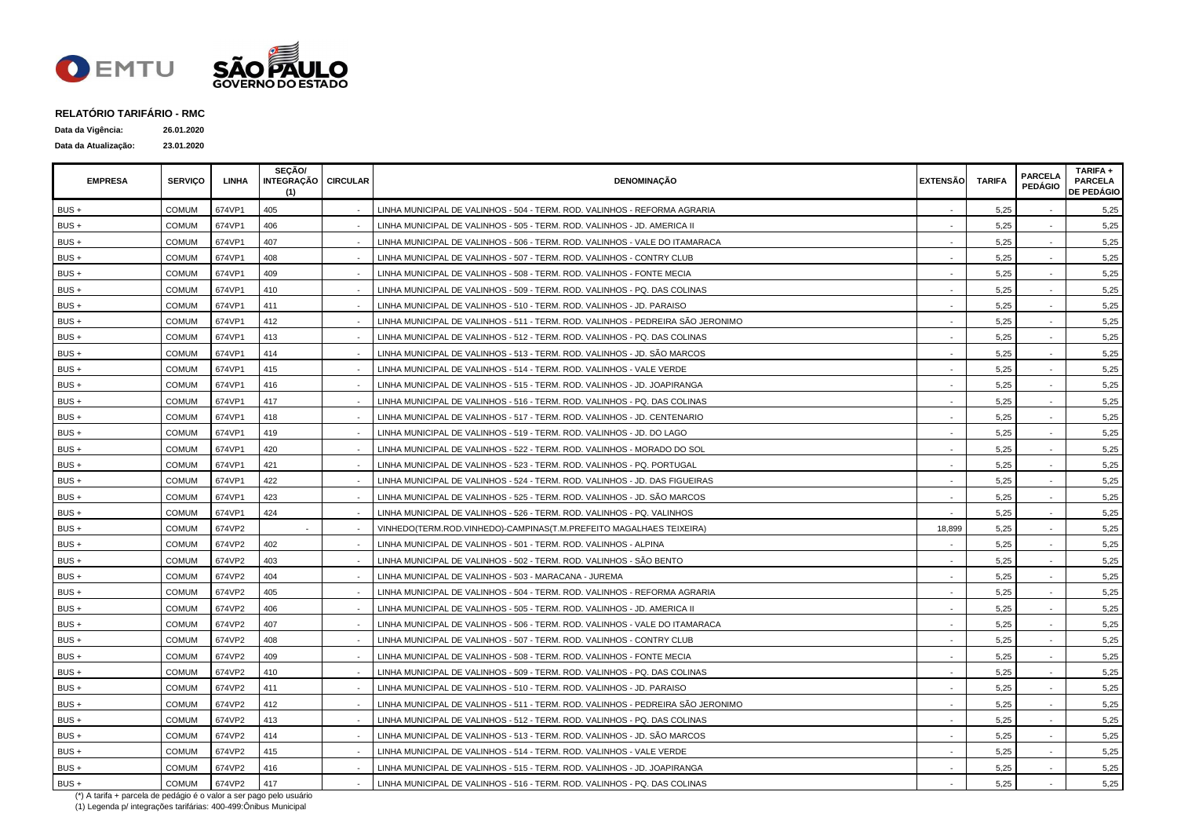## RELATÓRIO TARIFÁRIO - RMC

**Data da Vigência:** 26.01.2020

**Data da Atualização:** 23.01.2020

| EMPRESA | SERVIÇO | LINHA | SEÇÃO/ INTEGRAÇÃO (1) | CIRCULAR | DENOMINAÇÃO | EXTENSÃO | TARIFA | PARCELA PEDÁGIO | TARIFA + PARCELA DE PEDÁGIO |
|---|---|---|---|---|---|---|---|---|---|
| BUS + | COMUM | 674VP1 | 405 | - | LINHA MUNICIPAL DE VALINHOS - 504 - TERM. ROD. VALINHOS - REFORMA AGRARIA | - | 5,25 | - | 5,25 |
| BUS + | COMUM | 674VP1 | 406 | - | LINHA MUNICIPAL DE VALINHOS - 505 - TERM. ROD. VALINHOS - JD. AMERICA II | - | 5,25 | - | 5,25 |
| BUS + | COMUM | 674VP1 | 407 | - | LINHA MUNICIPAL DE VALINHOS - 506 - TERM. ROD. VALINHOS - VALE DO ITAMARACA | - | 5,25 | - | 5,25 |
| BUS + | COMUM | 674VP1 | 408 | - | LINHA MUNICIPAL DE VALINHOS - 507 - TERM. ROD. VALINHOS - CONTRY CLUB | - | 5,25 | - | 5,25 |
| BUS + | COMUM | 674VP1 | 409 | - | LINHA MUNICIPAL DE VALINHOS - 508 - TERM. ROD. VALINHOS - FONTE MECIA | - | 5,25 | - | 5,25 |
| BUS + | COMUM | 674VP1 | 410 | - | LINHA MUNICIPAL DE VALINHOS - 509 - TERM. ROD. VALINHOS - PQ. DAS COLINAS | - | 5,25 | - | 5,25 |
| BUS + | COMUM | 674VP1 | 411 | - | LINHA MUNICIPAL DE VALINHOS - 510 - TERM. ROD. VALINHOS - JD. PARAISO | - | 5,25 | - | 5,25 |
| BUS + | COMUM | 674VP1 | 412 | - | LINHA MUNICIPAL DE VALINHOS - 511 - TERM. ROD. VALINHOS - PEDREIRA SÃO JERONIMO | - | 5,25 | - | 5,25 |
| BUS + | COMUM | 674VP1 | 413 | - | LINHA MUNICIPAL DE VALINHOS - 512 - TERM. ROD. VALINHOS - PQ. DAS COLINAS | - | 5,25 | - | 5,25 |
| BUS + | COMUM | 674VP1 | 414 | - | LINHA MUNICIPAL DE VALINHOS - 513 - TERM. ROD. VALINHOS - JD. SÃO MARCOS | - | 5,25 | - | 5,25 |
| BUS + | COMUM | 674VP1 | 415 | - | LINHA MUNICIPAL DE VALINHOS - 514 - TERM. ROD. VALINHOS - VALE VERDE | - | 5,25 | - | 5,25 |
| BUS + | COMUM | 674VP1 | 416 | - | LINHA MUNICIPAL DE VALINHOS - 515 - TERM. ROD. VALINHOS - JD. JOAPIRANGA | - | 5,25 | - | 5,25 |
| BUS + | COMUM | 674VP1 | 417 | - | LINHA MUNICIPAL DE VALINHOS - 516 - TERM. ROD. VALINHOS - PQ. DAS COLINAS | - | 5,25 | - | 5,25 |
| BUS + | COMUM | 674VP1 | 418 | - | LINHA MUNICIPAL DE VALINHOS - 517 - TERM. ROD. VALINHOS - JD. CENTENARIO | - | 5,25 | - | 5,25 |
| BUS + | COMUM | 674VP1 | 419 | - | LINHA MUNICIPAL DE VALINHOS - 519 - TERM. ROD. VALINHOS - JD. DO LAGO | - | 5,25 | - | 5,25 |
| BUS + | COMUM | 674VP1 | 420 | - | LINHA MUNICIPAL DE VALINHOS - 522 - TERM. ROD. VALINHOS - MORADO DO SOL | - | 5,25 | - | 5,25 |
| BUS + | COMUM | 674VP1 | 421 | - | LINHA MUNICIPAL DE VALINHOS - 523 - TERM. ROD. VALINHOS - PQ. PORTUGAL | - | 5,25 | - | 5,25 |
| BUS + | COMUM | 674VP1 | 422 | - | LINHA MUNICIPAL DE VALINHOS - 524 - TERM. ROD. VALINHOS - JD. DAS FIGUEIRAS | - | 5,25 | - | 5,25 |
| BUS + | COMUM | 674VP1 | 423 | - | LINHA MUNICIPAL DE VALINHOS - 525 - TERM. ROD. VALINHOS - JD. SÃO MARCOS | - | 5,25 | - | 5,25 |
| BUS + | COMUM | 674VP1 | 424 | - | LINHA MUNICIPAL DE VALINHOS - 526 - TERM. ROD. VALINHOS - PQ. VALINHOS | - | 5,25 | - | 5,25 |
| BUS + | COMUM | 674VP2 | - | - | VINHEDO(TERM.ROD.VINHEDO)-CAMPINAS(T.M.PREFEITO MAGALHAES TEIXEIRA) | 18,899 | 5,25 | - | 5,25 |
| BUS + | COMUM | 674VP2 | 402 | - | LINHA MUNICIPAL DE VALINHOS - 501 - TERM. ROD. VALINHOS - ALPINA | - | 5,25 | - | 5,25 |
| BUS + | COMUM | 674VP2 | 403 | - | LINHA MUNICIPAL DE VALINHOS - 502 - TERM. ROD. VALINHOS - SÃO BENTO | - | 5,25 | - | 5,25 |
| BUS + | COMUM | 674VP2 | 404 | - | LINHA MUNICIPAL DE VALINHOS - 503 - MARACANA - JUREMA | - | 5,25 | - | 5,25 |
| BUS + | COMUM | 674VP2 | 405 | - | LINHA MUNICIPAL DE VALINHOS - 504 - TERM. ROD. VALINHOS - REFORMA AGRARIA | - | 5,25 | - | 5,25 |
| BUS + | COMUM | 674VP2 | 406 | - | LINHA MUNICIPAL DE VALINHOS - 505 - TERM. ROD. VALINHOS - JD. AMERICA II | - | 5,25 | - | 5,25 |
| BUS + | COMUM | 674VP2 | 407 | - | LINHA MUNICIPAL DE VALINHOS - 506 - TERM. ROD. VALINHOS - VALE DO ITAMARACA | - | 5,25 | - | 5,25 |
| BUS + | COMUM | 674VP2 | 408 | - | LINHA MUNICIPAL DE VALINHOS - 507 - TERM. ROD. VALINHOS - CONTRY CLUB | - | 5,25 | - | 5,25 |
| BUS + | COMUM | 674VP2 | 409 | - | LINHA MUNICIPAL DE VALINHOS - 508 - TERM. ROD. VALINHOS - FONTE MECIA | - | 5,25 | - | 5,25 |
| BUS + | COMUM | 674VP2 | 410 | - | LINHA MUNICIPAL DE VALINHOS - 509 - TERM. ROD. VALINHOS - PQ. DAS COLINAS | - | 5,25 | - | 5,25 |
| BUS + | COMUM | 674VP2 | 411 | - | LINHA MUNICIPAL DE VALINHOS - 510 - TERM. ROD. VALINHOS - JD. PARAISO | - | 5,25 | - | 5,25 |
| BUS + | COMUM | 674VP2 | 412 | - | LINHA MUNICIPAL DE VALINHOS - 511 - TERM. ROD. VALINHOS - PEDREIRA SÃO JERONIMO | - | 5,25 | - | 5,25 |
| BUS + | COMUM | 674VP2 | 413 | - | LINHA MUNICIPAL DE VALINHOS - 512 - TERM. ROD. VALINHOS - PQ. DAS COLINAS | - | 5,25 | - | 5,25 |
| BUS + | COMUM | 674VP2 | 414 | - | LINHA MUNICIPAL DE VALINHOS - 513 - TERM. ROD. VALINHOS - JD. SÃO MARCOS | - | 5,25 | - | 5,25 |
| BUS + | COMUM | 674VP2 | 415 | - | LINHA MUNICIPAL DE VALINHOS - 514 - TERM. ROD. VALINHOS - VALE VERDE | - | 5,25 | - | 5,25 |
| BUS + | COMUM | 674VP2 | 416 | - | LINHA MUNICIPAL DE VALINHOS - 515 - TERM. ROD. VALINHOS - JD. JOAPIRANGA | - | 5,25 | - | 5,25 |
| BUS + | COMUM | 674VP2 | 417 | - | LINHA MUNICIPAL DE VALINHOS - 516 - TERM. ROD. VALINHOS - PQ. DAS COLINAS | - | 5,25 | - | 5,25 |

(*) A tarifa + parcela de pedágio é o valor a ser pago pelo usuário

(1) Legenda p/ integrações tarifárias: 400-499:Ônibus Municipal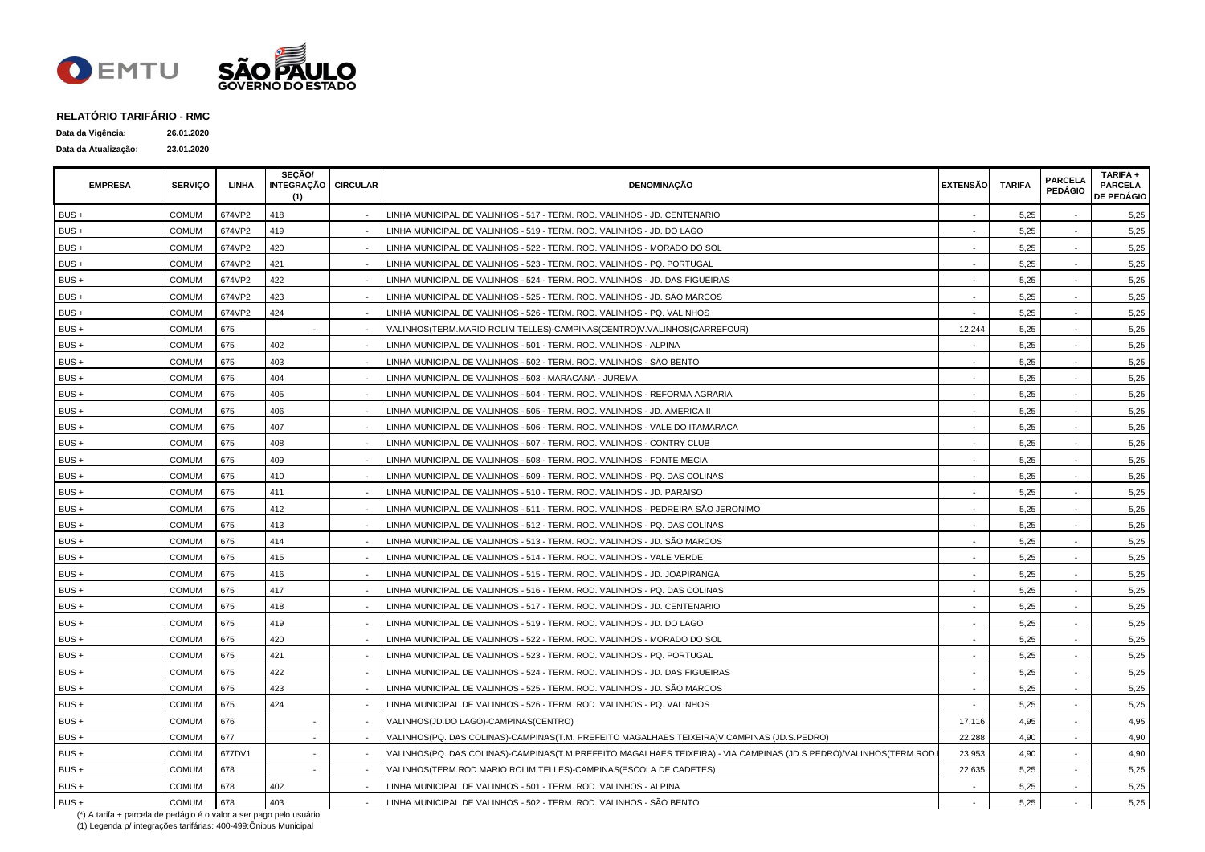## RELATÓRIO TARIFÁRIO - RMC

**Data da Vigência:** **26.01.2020**

**Data da Atualização:** **23.01.2020**

| EMPRESA | SERVIÇO | LINHA | SEÇÃO/ INTEGRAÇÃO (1) | CIRCULAR | DENOMINAÇÃO | EXTENSÃO | TARIFA | PARCELA PEDÁGIO | TARIFA + PARCELA DE PEDÁGIO |
|---|---|---|---|---|---|---|---|---|---|
| BUS + | COMUM | 674VP2 | 418 | - | LINHA MUNICIPAL DE VALINHOS - 517 - TERM. ROD. VALINHOS - JD. CENTENARIO | - | 5,25 | - | 5,25 |
| BUS + | COMUM | 674VP2 | 419 | - | LINHA MUNICIPAL DE VALINHOS - 519 - TERM. ROD. VALINHOS - JD. DO LAGO | - | 5,25 | - | 5,25 |
| BUS + | COMUM | 674VP2 | 420 | - | LINHA MUNICIPAL DE VALINHOS - 522 - TERM. ROD. VALINHOS - MORADO DO SOL | - | 5,25 | - | 5,25 |
| BUS + | COMUM | 674VP2 | 421 | - | LINHA MUNICIPAL DE VALINHOS - 523 - TERM. ROD. VALINHOS - PQ. PORTUGAL | - | 5,25 | - | 5,25 |
| BUS + | COMUM | 674VP2 | 422 | - | LINHA MUNICIPAL DE VALINHOS - 524 - TERM. ROD. VALINHOS - JD. DAS FIGUEIRAS | - | 5,25 | - | 5,25 |
| BUS + | COMUM | 674VP2 | 423 | - | LINHA MUNICIPAL DE VALINHOS - 525 - TERM. ROD. VALINHOS - JD. SÃO MARCOS | - | 5,25 | - | 5,25 |
| BUS + | COMUM | 674VP2 | 424 | - | LINHA MUNICIPAL DE VALINHOS - 526 - TERM. ROD. VALINHOS - PQ. VALINHOS | - | 5,25 | - | 5,25 |
| BUS + | COMUM | 675 | - | - | VALINHOS(TERM.MARIO ROLIM TELLES)-CAMPINAS(CENTRO)V.VALINHOS(CARREFOUR) | 12,244 | 5,25 | - | 5,25 |
| BUS + | COMUM | 675 | 402 | - | LINHA MUNICIPAL DE VALINHOS - 501 - TERM. ROD. VALINHOS - ALPINA | - | 5,25 | - | 5,25 |
| BUS + | COMUM | 675 | 403 | - | LINHA MUNICIPAL DE VALINHOS - 502 - TERM. ROD. VALINHOS - SÃO BENTO | - | 5,25 | - | 5,25 |
| BUS + | COMUM | 675 | 404 | - | LINHA MUNICIPAL DE VALINHOS - 503 - MARACANA - JUREMA | - | 5,25 | - | 5,25 |
| BUS + | COMUM | 675 | 405 | - | LINHA MUNICIPAL DE VALINHOS - 504 - TERM. ROD. VALINHOS - REFORMA AGRARIA | - | 5,25 | - | 5,25 |
| BUS + | COMUM | 675 | 406 | - | LINHA MUNICIPAL DE VALINHOS - 505 - TERM. ROD. VALINHOS - JD. AMERICA II | - | 5,25 | - | 5,25 |
| BUS + | COMUM | 675 | 407 | - | LINHA MUNICIPAL DE VALINHOS - 506 - TERM. ROD. VALINHOS - VALE DO ITAMARACA | - | 5,25 | - | 5,25 |
| BUS + | COMUM | 675 | 408 | - | LINHA MUNICIPAL DE VALINHOS - 507 - TERM. ROD. VALINHOS - CONTRY CLUB | - | 5,25 | - | 5,25 |
| BUS + | COMUM | 675 | 409 | - | LINHA MUNICIPAL DE VALINHOS - 508 - TERM. ROD. VALINHOS - FONTE MECIA | - | 5,25 | - | 5,25 |
| BUS + | COMUM | 675 | 410 | - | LINHA MUNICIPAL DE VALINHOS - 509 - TERM. ROD. VALINHOS - PQ. DAS COLINAS | - | 5,25 | - | 5,25 |
| BUS + | COMUM | 675 | 411 | - | LINHA MUNICIPAL DE VALINHOS - 510 - TERM. ROD. VALINHOS - JD. PARAISO | - | 5,25 | - | 5,25 |
| BUS + | COMUM | 675 | 412 | - | LINHA MUNICIPAL DE VALINHOS - 511 - TERM. ROD. VALINHOS - PEDREIRA SÃO JERONIMO | - | 5,25 | - | 5,25 |
| BUS + | COMUM | 675 | 413 | - | LINHA MUNICIPAL DE VALINHOS - 512 - TERM. ROD. VALINHOS - PQ. DAS COLINAS | - | 5,25 | - | 5,25 |
| BUS + | COMUM | 675 | 414 | - | LINHA MUNICIPAL DE VALINHOS - 513 - TERM. ROD. VALINHOS - JD. SÃO MARCOS | - | 5,25 | - | 5,25 |
| BUS + | COMUM | 675 | 415 | - | LINHA MUNICIPAL DE VALINHOS - 514 - TERM. ROD. VALINHOS - VALE VERDE | - | 5,25 | - | 5,25 |
| BUS + | COMUM | 675 | 416 | - | LINHA MUNICIPAL DE VALINHOS - 515 - TERM. ROD. VALINHOS - JD. JOAPIRANGA | - | 5,25 | - | 5,25 |
| BUS + | COMUM | 675 | 417 | - | LINHA MUNICIPAL DE VALINHOS - 516 - TERM. ROD. VALINHOS - PQ. DAS COLINAS | - | 5,25 | - | 5,25 |
| BUS + | COMUM | 675 | 418 | - | LINHA MUNICIPAL DE VALINHOS - 517 - TERM. ROD. VALINHOS - JD. CENTENARIO | - | 5,25 | - | 5,25 |
| BUS + | COMUM | 675 | 419 | - | LINHA MUNICIPAL DE VALINHOS - 519 - TERM. ROD. VALINHOS - JD. DO LAGO | - | 5,25 | - | 5,25 |
| BUS + | COMUM | 675 | 420 | - | LINHA MUNICIPAL DE VALINHOS - 522 - TERM. ROD. VALINHOS - MORADO DO SOL | - | 5,25 | - | 5,25 |
| BUS + | COMUM | 675 | 421 | - | LINHA MUNICIPAL DE VALINHOS - 523 - TERM. ROD. VALINHOS - PQ. PORTUGAL | - | 5,25 | - | 5,25 |
| BUS + | COMUM | 675 | 422 | - | LINHA MUNICIPAL DE VALINHOS - 524 - TERM. ROD. VALINHOS - JD. DAS FIGUEIRAS | - | 5,25 | - | 5,25 |
| BUS + | COMUM | 675 | 423 | - | LINHA MUNICIPAL DE VALINHOS - 525 - TERM. ROD. VALINHOS - JD. SÃO MARCOS | - | 5,25 | - | 5,25 |
| BUS + | COMUM | 675 | 424 | - | LINHA MUNICIPAL DE VALINHOS - 526 - TERM. ROD. VALINHOS - PQ. VALINHOS | - | 5,25 | - | 5,25 |
| BUS + | COMUM | 676 | - | - | VALINHOS(JD.DO LAGO)-CAMPINAS(CENTRO) | 17,116 | 4,95 | - | 4,95 |
| BUS + | COMUM | 677 | - | - | VALINHOS(PQ. DAS COLINAS)-CAMPINAS(T.M. PREFEITO MAGALHAES TEIXEIRA)V.CAMPINAS (JD.S.PEDRO) | 22,288 | 4,90 | - | 4,90 |
| BUS + | COMUM | 677DV1 | - | - | VALINHOS(PQ. DAS COLINAS)-CAMPINAS(T.M.PREFEITO MAGALHAES TEIXEIRA) - VIA CAMPINAS (JD.S.PEDRO)/VALINHOS(TERM.ROD. | 23,953 | 4,90 | - | 4,90 |
| BUS + | COMUM | 678 | - | - | VALINHOS(TERM.ROD.MARIO ROLIM TELLES)-CAMPINAS(ESCOLA DE CADETES) | 22,635 | 5,25 | - | 5,25 |
| BUS + | COMUM | 678 | 402 | - | LINHA MUNICIPAL DE VALINHOS - 501 - TERM. ROD. VALINHOS - ALPINA | - | 5,25 | - | 5,25 |
| BUS + | COMUM | 678 | 403 | - | LINHA MUNICIPAL DE VALINHOS - 502 - TERM. ROD. VALINHOS - SÃO BENTO | - | 5,25 | - | 5,25 |

(*) A tarifa + parcela de pedágio é o valor a ser pago pelo usuário

(1) Legenda p/ integrações tarifárias: 400-499:Ônibus Municipal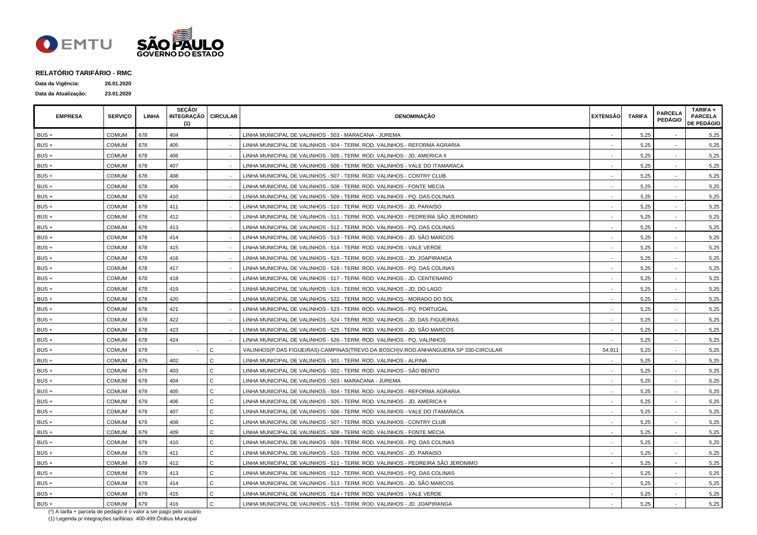## RELATÓRIO TARIFÁRIO - RMC

**Data da Vigência:** 26.01.2020

**Data da Atualização:** 23.01.2020

| EMPRESA | SERVIÇO | LINHA | SEÇÃO/ INTEGRAÇÃO (1) | CIRCULAR | DENOMINAÇÃO | EXTENSÃO | TARIFA | PARCELA PEDÁGIO | TARIFA + PARCELA DE PEDÁGIO |
|---|---|---|---|---|---|---|---|---|---|
| BUS + | COMUM | 678 | 404 | - | LINHA MUNICIPAL DE VALINHOS - 503 - MARACANA - JUREMA | - | 5,25 | - | 5,25 |
| BUS + | COMUM | 678 | 405 | - | LINHA MUNICIPAL DE VALINHOS - 504 - TERM. ROD. VALINHOS - REFORMA AGRARIA | - | 5,25 | - | 5,25 |
| BUS + | COMUM | 678 | 406 | - | LINHA MUNICIPAL DE VALINHOS - 505 - TERM. ROD. VALINHOS - JD. AMERICA II | - | 5,25 | - | 5,25 |
| BUS + | COMUM | 678 | 407 | - | LINHA MUNICIPAL DE VALINHOS - 506 - TERM. ROD. VALINHOS - VALE DO ITAMARACA | - | 5,25 | - | 5,25 |
| BUS + | COMUM | 678 | 408 | - | LINHA MUNICIPAL DE VALINHOS - 507 - TERM. ROD. VALINHOS - CONTRY CLUB | - | 5,25 | - | 5,25 |
| BUS + | COMUM | 678 | 409 | - | LINHA MUNICIPAL DE VALINHOS - 508 - TERM. ROD. VALINHOS - FONTE MECIA | - | 5,25 | - | 5,25 |
| BUS + | COMUM | 678 | 410 | - | LINHA MUNICIPAL DE VALINHOS - 509 - TERM. ROD. VALINHOS - PQ. DAS COLINAS | - | 5,25 | - | 5,25 |
| BUS + | COMUM | 678 | 411 | - | LINHA MUNICIPAL DE VALINHOS - 510 - TERM. ROD. VALINHOS - JD. PARAISO | - | 5,25 | - | 5,25 |
| BUS + | COMUM | 678 | 412 | - | LINHA MUNICIPAL DE VALINHOS - 511 - TERM. ROD. VALINHOS - PEDREIRA SÃO JERONIMO | - | 5,25 | - | 5,25 |
| BUS + | COMUM | 678 | 413 | - | LINHA MUNICIPAL DE VALINHOS - 512 - TERM. ROD. VALINHOS - PQ. DAS COLINAS | - | 5,25 | - | 5,25 |
| BUS + | COMUM | 678 | 414 | - | LINHA MUNICIPAL DE VALINHOS - 513 - TERM. ROD. VALINHOS - JD. SÃO MARCOS | - | 5,25 | - | 5,25 |
| BUS + | COMUM | 678 | 415 | - | LINHA MUNICIPAL DE VALINHOS - 514 - TERM. ROD. VALINHOS - VALE VERDE | - | 5,25 | - | 5,25 |
| BUS + | COMUM | 678 | 416 | - | LINHA MUNICIPAL DE VALINHOS - 515 - TERM. ROD. VALINHOS - JD. JOAPIRANGA | - | 5,25 | - | 5,25 |
| BUS + | COMUM | 678 | 417 | - | LINHA MUNICIPAL DE VALINHOS - 516 - TERM. ROD. VALINHOS - PQ. DAS COLINAS | - | 5,25 | - | 5,25 |
| BUS + | COMUM | 678 | 418 | - | LINHA MUNICIPAL DE VALINHOS - 517 - TERM. ROD. VALINHOS - JD. CENTENARIO | - | 5,25 | - | 5,25 |
| BUS + | COMUM | 678 | 419 | - | LINHA MUNICIPAL DE VALINHOS - 519 - TERM. ROD. VALINHOS - JD. DO LAGO | - | 5,25 | - | 5,25 |
| BUS + | COMUM | 678 | 420 | - | LINHA MUNICIPAL DE VALINHOS - 522 - TERM. ROD. VALINHOS - MORADO DO SOL | - | 5,25 | - | 5,25 |
| BUS + | COMUM | 678 | 421 | - | LINHA MUNICIPAL DE VALINHOS - 523 - TERM. ROD. VALINHOS - PQ. PORTUGAL | - | 5,25 | - | 5,25 |
| BUS + | COMUM | 678 | 422 | - | LINHA MUNICIPAL DE VALINHOS - 524 - TERM. ROD. VALINHOS - JD. DAS FIGUEIRAS | - | 5,25 | - | 5,25 |
| BUS + | COMUM | 678 | 423 | - | LINHA MUNICIPAL DE VALINHOS - 525 - TERM. ROD. VALINHOS - JD. SÃO MARCOS | - | 5,25 | - | 5,25 |
| BUS + | COMUM | 678 | 424 | - | LINHA MUNICIPAL DE VALINHOS - 526 - TERM. ROD. VALINHOS - PQ. VALINHOS | - | 5,25 | - | 5,25 |
| BUS + | COMUM | 679 | - | C | VALINHOS(P.DAS FIGUEIRAS)-CAMPINAS(TREVO DA BOSCH)V.ROD.ANHANGUERA SP 330-CIRCULAR | 54,911 | 5,25 | - | 5,25 |
| BUS + | COMUM | 679 | 402 | C | LINHA MUNICIPAL DE VALINHOS - 501 - TERM. ROD. VALINHOS - ALPINA | - | 5,25 | - | 5,25 |
| BUS + | COMUM | 679 | 403 | C | LINHA MUNICIPAL DE VALINHOS - 502 - TERM. ROD. VALINHOS - SÃO BENTO | - | 5,25 | - | 5,25 |
| BUS + | COMUM | 679 | 404 | C | LINHA MUNICIPAL DE VALINHOS - 503 - MARACANA - JUREMA | - | 5,25 | - | 5,25 |
| BUS + | COMUM | 679 | 405 | C | LINHA MUNICIPAL DE VALINHOS - 504 - TERM. ROD. VALINHOS - REFORMA AGRARIA | - | 5,25 | - | 5,25 |
| BUS + | COMUM | 679 | 406 | C | LINHA MUNICIPAL DE VALINHOS - 505 - TERM. ROD. VALINHOS - JD. AMERICA II | - | 5,25 | - | 5,25 |
| BUS + | COMUM | 679 | 407 | C | LINHA MUNICIPAL DE VALINHOS - 506 - TERM. ROD. VALINHOS - VALE DO ITAMARACA | - | 5,25 | - | 5,25 |
| BUS + | COMUM | 679 | 408 | C | LINHA MUNICIPAL DE VALINHOS - 507 - TERM. ROD. VALINHOS - CONTRY CLUB | - | 5,25 | - | 5,25 |
| BUS + | COMUM | 679 | 409 | C | LINHA MUNICIPAL DE VALINHOS - 508 - TERM. ROD. VALINHOS - FONTE MECIA | - | 5,25 | - | 5,25 |
| BUS + | COMUM | 679 | 410 | C | LINHA MUNICIPAL DE VALINHOS - 509 - TERM. ROD. VALINHOS - PQ. DAS COLINAS | - | 5,25 | - | 5,25 |
| BUS + | COMUM | 679 | 411 | C | LINHA MUNICIPAL DE VALINHOS - 510 - TERM. ROD. VALINHOS - JD. PARAISO | - | 5,25 | - | 5,25 |
| BUS + | COMUM | 679 | 412 | C | LINHA MUNICIPAL DE VALINHOS - 511 - TERM. ROD. VALINHOS - PEDREIRA SÃO JERONIMO | - | 5,25 | - | 5,25 |
| BUS + | COMUM | 679 | 413 | C | LINHA MUNICIPAL DE VALINHOS - 512 - TERM. ROD. VALINHOS - PQ. DAS COLINAS | - | 5,25 | - | 5,25 |
| BUS + | COMUM | 679 | 414 | C | LINHA MUNICIPAL DE VALINHOS - 513 - TERM. ROD. VALINHOS - JD. SÃO MARCOS | - | 5,25 | - | 5,25 |
| BUS + | COMUM | 679 | 415 | C | LINHA MUNICIPAL DE VALINHOS - 514 - TERM. ROD. VALINHOS - VALE VERDE | - | 5,25 | - | 5,25 |
| BUS + | COMUM | 679 | 416 | C | LINHA MUNICIPAL DE VALINHOS - 515 - TERM. ROD. VALINHOS - JD. JOAPIRANGA | - | 5,25 | - | 5,25 |

(*) A tarifa + parcela de pedágio é o valor a ser pago pelo usuário

(1) Legenda p/ integrações tarifárias: 400-499:Ônibus Municipal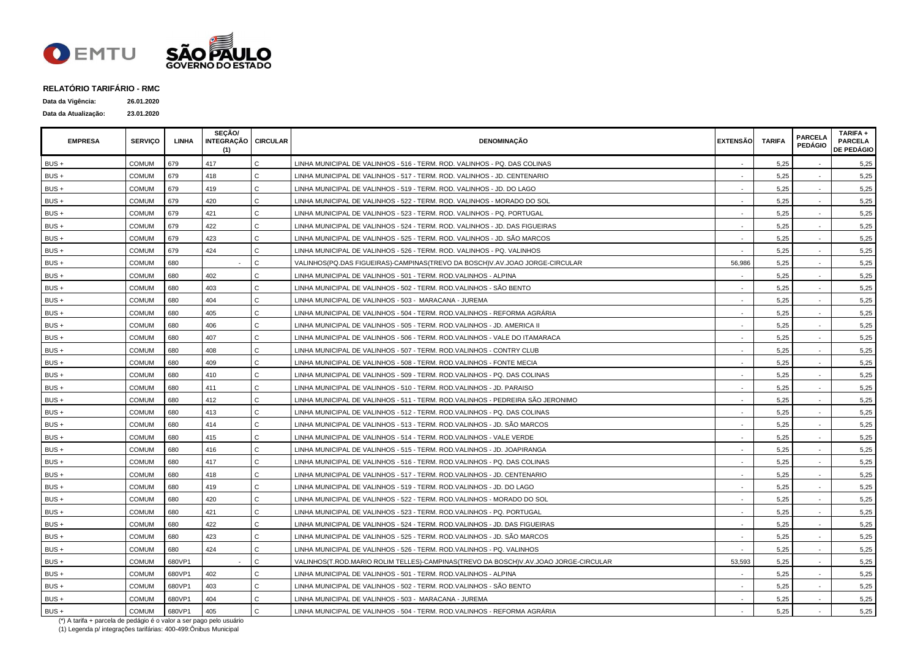**RELATÓRIO TARIFÁRIO - RMC**

**Data da Vigência:** 26.01.2020

**Data da Atualização:** 23.01.2020

| EMPRESA | SERVIÇO | LINHA | SEÇÃO/ INTEGRAÇÃO (1) | CIRCULAR | DENOMINAÇÃO | EXTENSÃO | TARIFA | PARCELA PEDÁGIO | TARIFA + PARCELA DE PEDÁGIO |
|---|---|---|---|---|---|---|---|---|---|
| BUS + | COMUM | 679 | 417 | C | LINHA MUNICIPAL DE VALINHOS - 516 - TERM. ROD. VALINHOS - PQ. DAS COLINAS | - | 5,25 | - | 5,25 |
| BUS + | COMUM | 679 | 418 | C | LINHA MUNICIPAL DE VALINHOS - 517 - TERM. ROD. VALINHOS - JD. CENTENARIO | - | 5,25 | - | 5,25 |
| BUS + | COMUM | 679 | 419 | C | LINHA MUNICIPAL DE VALINHOS - 519 - TERM. ROD. VALINHOS - JD. DO LAGO | - | 5,25 | - | 5,25 |
| BUS + | COMUM | 679 | 420 | C | LINHA MUNICIPAL DE VALINHOS - 522 - TERM. ROD. VALINHOS - MORADO DO SOL | - | 5,25 | - | 5,25 |
| BUS + | COMUM | 679 | 421 | C | LINHA MUNICIPAL DE VALINHOS - 523 - TERM. ROD. VALINHOS - PQ. PORTUGAL | - | 5,25 | - | 5,25 |
| BUS + | COMUM | 679 | 422 | C | LINHA MUNICIPAL DE VALINHOS - 524 - TERM. ROD. VALINHOS - JD. DAS FIGUEIRAS | - | 5,25 | - | 5,25 |
| BUS + | COMUM | 679 | 423 | C | LINHA MUNICIPAL DE VALINHOS - 525 - TERM. ROD. VALINHOS - JD. SÃO MARCOS | - | 5,25 | - | 5,25 |
| BUS + | COMUM | 679 | 424 | C | LINHA MUNICIPAL DE VALINHOS - 526 - TERM. ROD. VALINHOS - PQ. VALINHOS | - | 5,25 | - | 5,25 |
| BUS + | COMUM | 680 | - | C | VALINHOS(PQ.DAS FIGUEIRAS)-CAMPINAS(TREVO DA BOSCH)V.AV.JOAO JORGE-CIRCULAR | 56,986 | 5,25 | - | 5,25 |
| BUS + | COMUM | 680 | 402 | C | LINHA MUNICIPAL DE VALINHOS - 501 - TERM. ROD.VALINHOS - ALPINA | - | 5,25 | - | 5,25 |
| BUS + | COMUM | 680 | 403 | C | LINHA MUNICIPAL DE VALINHOS - 502 - TERM. ROD.VALINHOS - SÃO BENTO | - | 5,25 | - | 5,25 |
| BUS + | COMUM | 680 | 404 | C | LINHA MUNICIPAL DE VALINHOS - 503 - MARACANA - JUREMA | - | 5,25 | - | 5,25 |
| BUS + | COMUM | 680 | 405 | C | LINHA MUNICIPAL DE VALINHOS - 504 - TERM. ROD.VALINHOS - REFORMA AGRÁRIA | - | 5,25 | - | 5,25 |
| BUS + | COMUM | 680 | 406 | C | LINHA MUNICIPAL DE VALINHOS - 505 - TERM. ROD.VALINHOS - JD. AMERICA II | - | 5,25 | - | 5,25 |
| BUS + | COMUM | 680 | 407 | C | LINHA MUNICIPAL DE VALINHOS - 506 - TERM. ROD.VALINHOS - VALE DO ITAMARACA | - | 5,25 | - | 5,25 |
| BUS + | COMUM | 680 | 408 | C | LINHA MUNICIPAL DE VALINHOS - 507 - TERM. ROD.VALINHOS - CONTRY CLUB | - | 5,25 | - | 5,25 |
| BUS + | COMUM | 680 | 409 | C | LINHA MUNICIPAL DE VALINHOS - 508 - TERM. ROD.VALINHOS - FONTE MECIA | - | 5,25 | - | 5,25 |
| BUS + | COMUM | 680 | 410 | C | LINHA MUNICIPAL DE VALINHOS - 509 - TERM. ROD.VALINHOS - PQ. DAS COLINAS | - | 5,25 | - | 5,25 |
| BUS + | COMUM | 680 | 411 | C | LINHA MUNICIPAL DE VALINHOS - 510 - TERM. ROD.VALINHOS - JD. PARAISO | - | 5,25 | - | 5,25 |
| BUS + | COMUM | 680 | 412 | C | LINHA MUNICIPAL DE VALINHOS - 511 - TERM. ROD.VALINHOS - PEDREIRA SÃO JERONIMO | - | 5,25 | - | 5,25 |
| BUS + | COMUM | 680 | 413 | C | LINHA MUNICIPAL DE VALINHOS - 512 - TERM. ROD.VALINHOS - PQ. DAS COLINAS | - | 5,25 | - | 5,25 |
| BUS + | COMUM | 680 | 414 | C | LINHA MUNICIPAL DE VALINHOS - 513 - TERM. ROD.VALINHOS - JD. SÃO MARCOS | - | 5,25 | - | 5,25 |
| BUS + | COMUM | 680 | 415 | C | LINHA MUNICIPAL DE VALINHOS - 514 - TERM. ROD.VALINHOS - VALE VERDE | - | 5,25 | - | 5,25 |
| BUS + | COMUM | 680 | 416 | C | LINHA MUNICIPAL DE VALINHOS - 515 - TERM. ROD.VALINHOS - JD. JOAPIRANGA | - | 5,25 | - | 5,25 |
| BUS + | COMUM | 680 | 417 | C | LINHA MUNICIPAL DE VALINHOS - 516 - TERM. ROD.VALINHOS - PQ. DAS COLINAS | - | 5,25 | - | 5,25 |
| BUS + | COMUM | 680 | 418 | C | LINHA MUNICIPAL DE VALINHOS - 517 - TERM. ROD.VALINHOS - JD. CENTENARIO | - | 5,25 | - | 5,25 |
| BUS + | COMUM | 680 | 419 | C | LINHA MUNICIPAL DE VALINHOS - 519 - TERM. ROD.VALINHOS - JD. DO LAGO | - | 5,25 | - | 5,25 |
| BUS + | COMUM | 680 | 420 | C | LINHA MUNICIPAL DE VALINHOS - 522 - TERM. ROD.VALINHOS - MORADO DO SOL | - | 5,25 | - | 5,25 |
| BUS + | COMUM | 680 | 421 | C | LINHA MUNICIPAL DE VALINHOS - 523 - TERM. ROD.VALINHOS - PQ. PORTUGAL | - | 5,25 | - | 5,25 |
| BUS + | COMUM | 680 | 422 | C | LINHA MUNICIPAL DE VALINHOS - 524 - TERM. ROD.VALINHOS - JD. DAS FIGUEIRAS | - | 5,25 | - | 5,25 |
| BUS + | COMUM | 680 | 423 | C | LINHA MUNICIPAL DE VALINHOS - 525 - TERM. ROD.VALINHOS - JD. SÃO MARCOS | - | 5,25 | - | 5,25 |
| BUS + | COMUM | 680 | 424 | C | LINHA MUNICIPAL DE VALINHOS - 526 - TERM. ROD.VALINHOS - PQ. VALINHOS | - | 5,25 | - | 5,25 |
| BUS + | COMUM | 680VP1 | - | C | VALINHOS(T.ROD.MARIO ROLIM TELLES)-CAMPINAS(TREVO DA BOSCH)V.AV.JOAO JORGE-CIRCULAR | 53,593 | 5,25 | - | 5,25 |
| BUS + | COMUM | 680VP1 | 402 | C | LINHA MUNICIPAL DE VALINHOS - 501 - TERM. ROD.VALINHOS - ALPINA | - | 5,25 | - | 5,25 |
| BUS + | COMUM | 680VP1 | 403 | C | LINHA MUNICIPAL DE VALINHOS - 502 - TERM. ROD.VALINHOS - SÃO BENTO | - | 5,25 | - | 5,25 |
| BUS + | COMUM | 680VP1 | 404 | C | LINHA MUNICIPAL DE VALINHOS - 503 - MARACANA - JUREMA | - | 5,25 | - | 5,25 |
| BUS + | COMUM | 680VP1 | 405 | C | LINHA MUNICIPAL DE VALINHOS - 504 - TERM. ROD.VALINHOS - REFORMA AGRÁRIA | - | 5,25 | - | 5,25 |

(*) A tarifa + parcela de pedágio é o valor a ser pago pelo usuário

(1) Legenda p/ integrações tarifárias: 400-499:Ônibus Municipal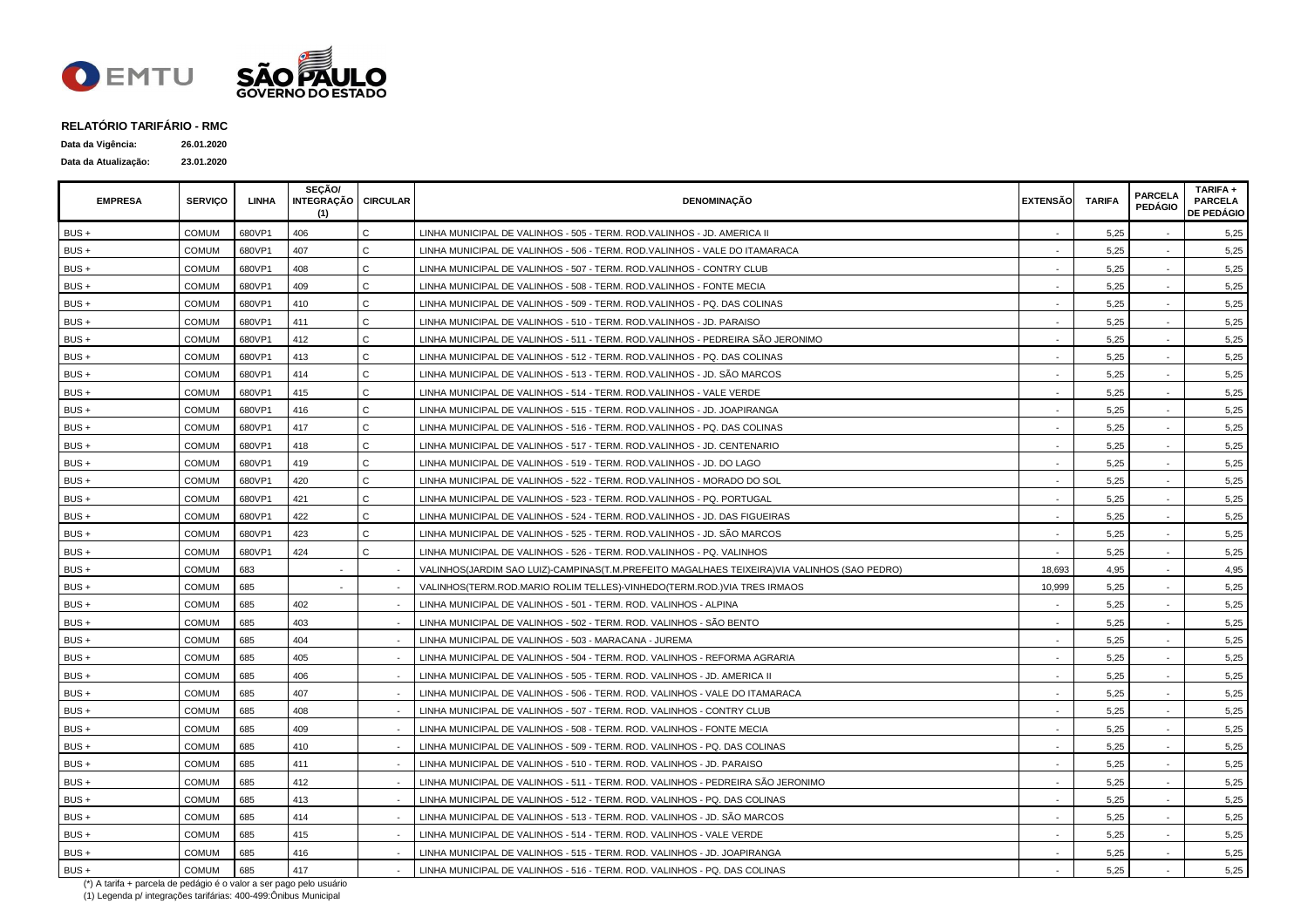**RELATÓRIO TARIFÁRIO - RMC**

**Data da Vigência:** 26.01.2020

**Data da Atualização:** 23.01.2020

| EMPRESA | SERVIÇO | LINHA | SEÇÃO/ INTEGRAÇÃO (1) | CIRCULAR | DENOMINAÇÃO | EXTENSÃO | TARIFA | PARCELA PEDÁGIO | TARIFA + PARCELA DE PEDÁGIO |
|---|---|---|---|---|---|---|---|---|---|
| BUS + | COMUM | 680VP1 | 406 | C | LINHA MUNICIPAL DE VALINHOS - 505 - TERM. ROD.VALINHOS - JD. AMERICA II | - | 5,25 | - | 5,25 |
| BUS + | COMUM | 680VP1 | 407 | C | LINHA MUNICIPAL DE VALINHOS - 506 - TERM. ROD.VALINHOS - VALE DO ITAMARACA | - | 5,25 | - | 5,25 |
| BUS + | COMUM | 680VP1 | 408 | C | LINHA MUNICIPAL DE VALINHOS - 507 - TERM. ROD.VALINHOS - CONTRY CLUB | - | 5,25 | - | 5,25 |
| BUS + | COMUM | 680VP1 | 409 | C | LINHA MUNICIPAL DE VALINHOS - 508 - TERM. ROD.VALINHOS - FONTE MECIA | - | 5,25 | - | 5,25 |
| BUS + | COMUM | 680VP1 | 410 | C | LINHA MUNICIPAL DE VALINHOS - 509 - TERM. ROD.VALINHOS - PQ. DAS COLINAS | - | 5,25 | - | 5,25 |
| BUS + | COMUM | 680VP1 | 411 | C | LINHA MUNICIPAL DE VALINHOS - 510 - TERM. ROD.VALINHOS - JD. PARAISO | - | 5,25 | - | 5,25 |
| BUS + | COMUM | 680VP1 | 412 | C | LINHA MUNICIPAL DE VALINHOS - 511 - TERM. ROD.VALINHOS - PEDREIRA SÃO JERONIMO | - | 5,25 | - | 5,25 |
| BUS + | COMUM | 680VP1 | 413 | C | LINHA MUNICIPAL DE VALINHOS - 512 - TERM. ROD.VALINHOS - PQ. DAS COLINAS | - | 5,25 | - | 5,25 |
| BUS + | COMUM | 680VP1 | 414 | C | LINHA MUNICIPAL DE VALINHOS - 513 - TERM. ROD.VALINHOS - JD. SÃO MARCOS | - | 5,25 | - | 5,25 |
| BUS + | COMUM | 680VP1 | 415 | C | LINHA MUNICIPAL DE VALINHOS - 514 - TERM. ROD.VALINHOS - VALE VERDE | - | 5,25 | - | 5,25 |
| BUS + | COMUM | 680VP1 | 416 | C | LINHA MUNICIPAL DE VALINHOS - 515 - TERM. ROD.VALINHOS - JD. JOAPIRANGA | - | 5,25 | - | 5,25 |
| BUS + | COMUM | 680VP1 | 417 | C | LINHA MUNICIPAL DE VALINHOS - 516 - TERM. ROD.VALINHOS - PQ. DAS COLINAS | - | 5,25 | - | 5,25 |
| BUS + | COMUM | 680VP1 | 418 | C | LINHA MUNICIPAL DE VALINHOS - 517 - TERM. ROD.VALINHOS - JD. CENTENARIO | - | 5,25 | - | 5,25 |
| BUS + | COMUM | 680VP1 | 419 | C | LINHA MUNICIPAL DE VALINHOS - 519 - TERM. ROD.VALINHOS - JD. DO LAGO | - | 5,25 | - | 5,25 |
| BUS + | COMUM | 680VP1 | 420 | C | LINHA MUNICIPAL DE VALINHOS - 522 - TERM. ROD.VALINHOS - MORADO DO SOL | - | 5,25 | - | 5,25 |
| BUS + | COMUM | 680VP1 | 421 | C | LINHA MUNICIPAL DE VALINHOS - 523 - TERM. ROD.VALINHOS - PQ. PORTUGAL | - | 5,25 | - | 5,25 |
| BUS + | COMUM | 680VP1 | 422 | C | LINHA MUNICIPAL DE VALINHOS - 524 - TERM. ROD.VALINHOS - JD. DAS FIGUEIRAS | - | 5,25 | - | 5,25 |
| BUS + | COMUM | 680VP1 | 423 | C | LINHA MUNICIPAL DE VALINHOS - 525 - TERM. ROD.VALINHOS - JD. SÃO MARCOS | - | 5,25 | - | 5,25 |
| BUS + | COMUM | 680VP1 | 424 | C | LINHA MUNICIPAL DE VALINHOS - 526 - TERM. ROD.VALINHOS - PQ. VALINHOS | - | 5,25 | - | 5,25 |
| BUS + | COMUM | 683 | - | - | VALINHOS(JARDIM SAO LUIZ)-CAMPINAS(T.M.PREFEITO MAGALHAES TEIXEIRA)VIA VALINHOS (SAO PEDRO) | 18,693 | 4,95 | - | 4,95 |
| BUS + | COMUM | 685 | - | - | VALINHOS(TERM.ROD.MARIO ROLIM TELLES)-VINHEDO(TERM.ROD.)VIA TRES IRMAOS | 10,999 | 5,25 | - | 5,25 |
| BUS + | COMUM | 685 | 402 | - | LINHA MUNICIPAL DE VALINHOS - 501 - TERM. ROD. VALINHOS - ALPINA | - | 5,25 | - | 5,25 |
| BUS + | COMUM | 685 | 403 | - | LINHA MUNICIPAL DE VALINHOS - 502 - TERM. ROD. VALINHOS - SÃO BENTO | - | 5,25 | - | 5,25 |
| BUS + | COMUM | 685 | 404 | - | LINHA MUNICIPAL DE VALINHOS - 503 - MARACANA - JUREMA | - | 5,25 | - | 5,25 |
| BUS + | COMUM | 685 | 405 | - | LINHA MUNICIPAL DE VALINHOS - 504 - TERM. ROD. VALINHOS - REFORMA AGRARIA | - | 5,25 | - | 5,25 |
| BUS + | COMUM | 685 | 406 | - | LINHA MUNICIPAL DE VALINHOS - 505 - TERM. ROD. VALINHOS - JD. AMERICA II | - | 5,25 | - | 5,25 |
| BUS + | COMUM | 685 | 407 | - | LINHA MUNICIPAL DE VALINHOS - 506 - TERM. ROD. VALINHOS - VALE DO ITAMARACA | - | 5,25 | - | 5,25 |
| BUS + | COMUM | 685 | 408 | - | LINHA MUNICIPAL DE VALINHOS - 507 - TERM. ROD. VALINHOS - CONTRY CLUB | - | 5,25 | - | 5,25 |
| BUS + | COMUM | 685 | 409 | - | LINHA MUNICIPAL DE VALINHOS - 508 - TERM. ROD. VALINHOS - FONTE MECIA | - | 5,25 | - | 5,25 |
| BUS + | COMUM | 685 | 410 | - | LINHA MUNICIPAL DE VALINHOS - 509 - TERM. ROD. VALINHOS - PQ. DAS COLINAS | - | 5,25 | - | 5,25 |
| BUS + | COMUM | 685 | 411 | - | LINHA MUNICIPAL DE VALINHOS - 510 - TERM. ROD. VALINHOS - JD. PARAISO | - | 5,25 | - | 5,25 |
| BUS + | COMUM | 685 | 412 | - | LINHA MUNICIPAL DE VALINHOS - 511 - TERM. ROD. VALINHOS - PEDREIRA SÃO JERONIMO | - | 5,25 | - | 5,25 |
| BUS + | COMUM | 685 | 413 | - | LINHA MUNICIPAL DE VALINHOS - 512 - TERM. ROD. VALINHOS - PQ. DAS COLINAS | - | 5,25 | - | 5,25 |
| BUS + | COMUM | 685 | 414 | - | LINHA MUNICIPAL DE VALINHOS - 513 - TERM. ROD. VALINHOS - JD. SÃO MARCOS | - | 5,25 | - | 5,25 |
| BUS + | COMUM | 685 | 415 | - | LINHA MUNICIPAL DE VALINHOS - 514 - TERM. ROD. VALINHOS - VALE VERDE | - | 5,25 | - | 5,25 |
| BUS + | COMUM | 685 | 416 | - | LINHA MUNICIPAL DE VALINHOS - 515 - TERM. ROD. VALINHOS - JD. JOAPIRANGA | - | 5,25 | - | 5,25 |
| BUS + | COMUM | 685 | 417 | - | LINHA MUNICIPAL DE VALINHOS - 516 - TERM. ROD. VALINHOS - PQ. DAS COLINAS | - | 5,25 | - | 5,25 |

(*) A tarifa + parcela de pedágio é o valor a ser pago pelo usuário

(1) Legenda p/ integrações tarifárias: 400-499:Ônibus Municipal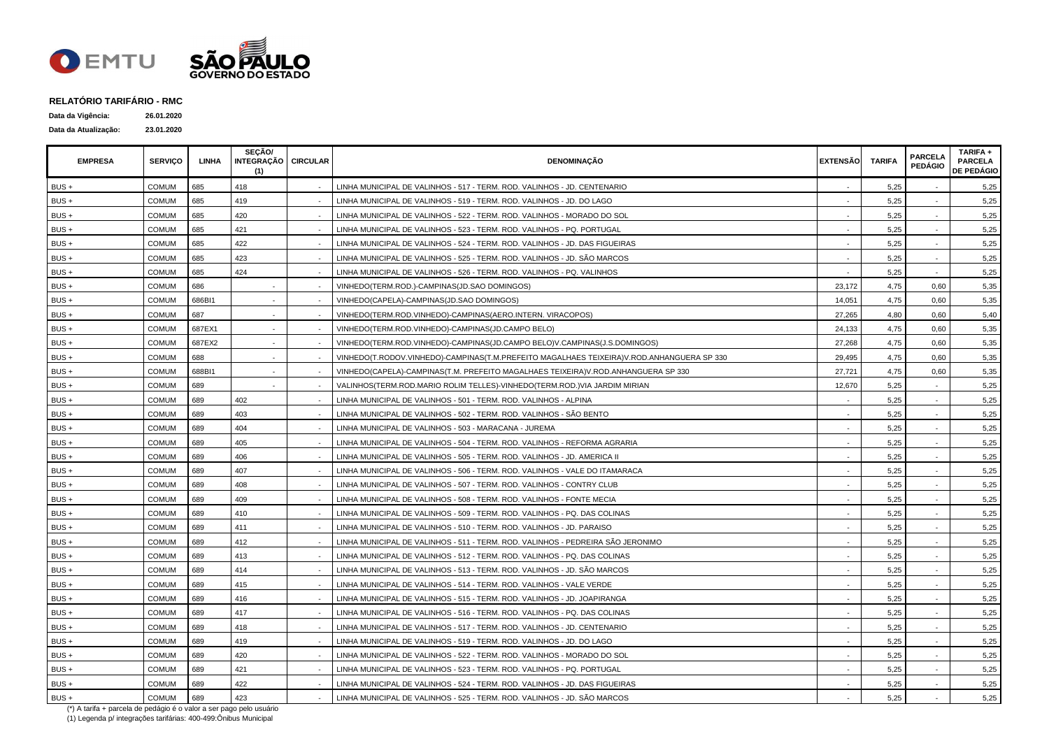## RELATÓRIO TARIFÁRIO - RMC

**Data da Vigência:** 26.01.2020

**Data da Atualização:** 23.01.2020

| EMPRESA | SERVIÇO | LINHA | SEÇÃO/ INTEGRAÇÃO (1) | CIRCULAR | DENOMINAÇÃO | EXTENSÃO | TARIFA | PARCELA PEDÁGIO | TARIFA + PARCELA DE PEDÁGIO |
|---|---|---|---|---|---|---|---|---|---|
| BUS + | COMUM | 685 | 418 | - | LINHA MUNICIPAL DE VALINHOS - 517 - TERM. ROD. VALINHOS - JD. CENTENARIO | - | 5,25 | - | 5,25 |
| BUS + | COMUM | 685 | 419 | - | LINHA MUNICIPAL DE VALINHOS - 519 - TERM. ROD. VALINHOS - JD. DO LAGO | - | 5,25 | - | 5,25 |
| BUS + | COMUM | 685 | 420 | - | LINHA MUNICIPAL DE VALINHOS - 522 - TERM. ROD. VALINHOS - MORADO DO SOL | - | 5,25 | - | 5,25 |
| BUS + | COMUM | 685 | 421 | - | LINHA MUNICIPAL DE VALINHOS - 523 - TERM. ROD. VALINHOS - PQ. PORTUGAL | - | 5,25 | - | 5,25 |
| BUS + | COMUM | 685 | 422 | - | LINHA MUNICIPAL DE VALINHOS - 524 - TERM. ROD. VALINHOS - JD. DAS FIGUEIRAS | - | 5,25 | - | 5,25 |
| BUS + | COMUM | 685 | 423 | - | LINHA MUNICIPAL DE VALINHOS - 525 - TERM. ROD. VALINHOS - JD. SÃO MARCOS | - | 5,25 | - | 5,25 |
| BUS + | COMUM | 685 | 424 | - | LINHA MUNICIPAL DE VALINHOS - 526 - TERM. ROD. VALINHOS - PQ. VALINHOS | - | 5,25 | - | 5,25 |
| BUS + | COMUM | 686 | - | - | VINHEDO(TERM.ROD.)-CAMPINAS(JD.SAO DOMINGOS) | 23,172 | 4,75 | 0,60 | 5,35 |
| BUS + | COMUM | 686BI1 | - | - | VINHEDO(CAPELA)-CAMPINAS(JD.SAO DOMINGOS) | 14,051 | 4,75 | 0,60 | 5,35 |
| BUS + | COMUM | 687 | - | - | VINHEDO(TERM.ROD.VINHEDO)-CAMPINAS(AERO.INTERN. VIRACOPOS) | 27,265 | 4,80 | 0,60 | 5,40 |
| BUS + | COMUM | 687EX1 | - | - | VINHEDO(TERM.ROD.VINHEDO)-CAMPINAS(JD.CAMPO BELO) | 24,133 | 4,75 | 0,60 | 5,35 |
| BUS + | COMUM | 687EX2 | - | - | VINHEDO(TERM.ROD.VINHEDO)-CAMPINAS(JD.CAMPO BELO)V.CAMPINAS(J.S.DOMINGOS) | 27,268 | 4,75 | 0,60 | 5,35 |
| BUS + | COMUM | 688 | - | - | VINHEDO(T.RODOV.VINHEDO)-CAMPINAS(T.M.PREFEITO MAGALHAES TEIXEIRA)V.ROD.ANHANGUERA SP 330 | 29,495 | 4,75 | 0,60 | 5,35 |
| BUS + | COMUM | 688BI1 | - | - | VINHEDO(CAPELA)-CAMPINAS(T.M. PREFEITO MAGALHAES TEIXEIRA)V.ROD.ANHANGUERA SP 330 | 27,721 | 4,75 | 0,60 | 5,35 |
| BUS + | COMUM | 689 | - | - | VALINHOS(TERM.ROD.MARIO ROLIM TELLES)-VINHEDO(TERM.ROD.)VIA JARDIM MIRIAN | 12,670 | 5,25 | - | 5,25 |
| BUS + | COMUM | 689 | 402 | - | LINHA MUNICIPAL DE VALINHOS - 501 - TERM. ROD. VALINHOS - ALPINA | - | 5,25 | - | 5,25 |
| BUS + | COMUM | 689 | 403 | - | LINHA MUNICIPAL DE VALINHOS - 502 - TERM. ROD. VALINHOS - SÃO BENTO | - | 5,25 | - | 5,25 |
| BUS + | COMUM | 689 | 404 | - | LINHA MUNICIPAL DE VALINHOS - 503 - MARACANA - JUREMA | - | 5,25 | - | 5,25 |
| BUS + | COMUM | 689 | 405 | - | LINHA MUNICIPAL DE VALINHOS - 504 - TERM. ROD. VALINHOS - REFORMA AGRARIA | - | 5,25 | - | 5,25 |
| BUS + | COMUM | 689 | 406 | - | LINHA MUNICIPAL DE VALINHOS - 505 - TERM. ROD. VALINHOS - JD. AMERICA II | - | 5,25 | - | 5,25 |
| BUS + | COMUM | 689 | 407 | - | LINHA MUNICIPAL DE VALINHOS - 506 - TERM. ROD. VALINHOS - VALE DO ITAMARACA | - | 5,25 | - | 5,25 |
| BUS + | COMUM | 689 | 408 | - | LINHA MUNICIPAL DE VALINHOS - 507 - TERM. ROD. VALINHOS - CONTRY CLUB | - | 5,25 | - | 5,25 |
| BUS + | COMUM | 689 | 409 | - | LINHA MUNICIPAL DE VALINHOS - 508 - TERM. ROD. VALINHOS - FONTE MECIA | - | 5,25 | - | 5,25 |
| BUS + | COMUM | 689 | 410 | - | LINHA MUNICIPAL DE VALINHOS - 509 - TERM. ROD. VALINHOS - PQ. DAS COLINAS | - | 5,25 | - | 5,25 |
| BUS + | COMUM | 689 | 411 | - | LINHA MUNICIPAL DE VALINHOS - 510 - TERM. ROD. VALINHOS - JD. PARAISO | - | 5,25 | - | 5,25 |
| BUS + | COMUM | 689 | 412 | - | LINHA MUNICIPAL DE VALINHOS - 511 - TERM. ROD. VALINHOS - PEDREIRA SÃO JERONIMO | - | 5,25 | - | 5,25 |
| BUS + | COMUM | 689 | 413 | - | LINHA MUNICIPAL DE VALINHOS - 512 - TERM. ROD. VALINHOS - PQ. DAS COLINAS | - | 5,25 | - | 5,25 |
| BUS + | COMUM | 689 | 414 | - | LINHA MUNICIPAL DE VALINHOS - 513 - TERM. ROD. VALINHOS - JD. SÃO MARCOS | - | 5,25 | - | 5,25 |
| BUS + | COMUM | 689 | 415 | - | LINHA MUNICIPAL DE VALINHOS - 514 - TERM. ROD. VALINHOS - VALE VERDE | - | 5,25 | - | 5,25 |
| BUS + | COMUM | 689 | 416 | - | LINHA MUNICIPAL DE VALINHOS - 515 - TERM. ROD. VALINHOS - JD. JOAPIRANGA | - | 5,25 | - | 5,25 |
| BUS + | COMUM | 689 | 417 | - | LINHA MUNICIPAL DE VALINHOS - 516 - TERM. ROD. VALINHOS - PQ. DAS COLINAS | - | 5,25 | - | 5,25 |
| BUS + | COMUM | 689 | 418 | - | LINHA MUNICIPAL DE VALINHOS - 517 - TERM. ROD. VALINHOS - JD. CENTENARIO | - | 5,25 | - | 5,25 |
| BUS + | COMUM | 689 | 419 | - | LINHA MUNICIPAL DE VALINHOS - 519 - TERM. ROD. VALINHOS - JD. DO LAGO | - | 5,25 | - | 5,25 |
| BUS + | COMUM | 689 | 420 | - | LINHA MUNICIPAL DE VALINHOS - 522 - TERM. ROD. VALINHOS - MORADO DO SOL | - | 5,25 | - | 5,25 |
| BUS + | COMUM | 689 | 421 | - | LINHA MUNICIPAL DE VALINHOS - 523 - TERM. ROD. VALINHOS - PQ. PORTUGAL | - | 5,25 | - | 5,25 |
| BUS + | COMUM | 689 | 422 | - | LINHA MUNICIPAL DE VALINHOS - 524 - TERM. ROD. VALINHOS - JD. DAS FIGUEIRAS | - | 5,25 | - | 5,25 |
| BUS + | COMUM | 689 | 423 | - | LINHA MUNICIPAL DE VALINHOS - 525 - TERM. ROD. VALINHOS - JD. SÃO MARCOS | - | 5,25 | - | 5,25 |

(*) A tarifa + parcela de pedágio é o valor a ser pago pelo usuário

(1) Legenda p/ integrações tarifárias: 400-499:Ônibus Municipal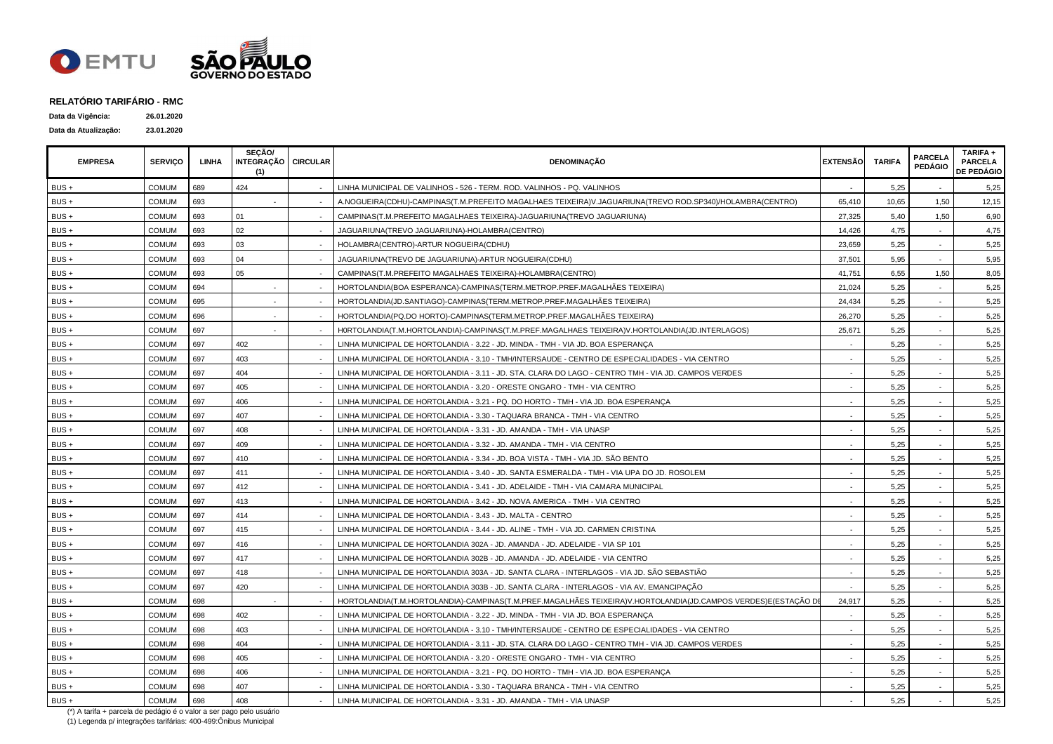**RELATÓRIO TARIFÁRIO - RMC**

**Data da Vigência:** 26.01.2020

**Data da Atualização:** 23.01.2020

| EMPRESA | SERVIÇO | LINHA | SEÇÃO/ INTEGRAÇÃO (1) | CIRCULAR | DENOMINAÇÃO | EXTENSÃO | TARIFA | PARCELA PEDÁGIO | TARIFA + PARCELA DE PEDÁGIO |
|---|---|---|---|---|---|---|---|---|---|
| BUS + | COMUM | 689 | 424 | - | LINHA MUNICIPAL DE VALINHOS - 526 - TERM. ROD. VALINHOS - PQ. VALINHOS | - | 5,25 | - | 5,25 |
| BUS + | COMUM | 693 | - | - | A.NOGUEIRA(CDHU)-CAMPINAS(T.M.PREFEITO MAGALHAES TEIXEIRA)V.JAGUARIUNA(TREVO ROD.SP340)/HOLAMBRA(CENTRO) | 65,410 | 10,65 | 1,50 | 12,15 |
| BUS + | COMUM | 693 | 01 | - | CAMPINAS(T.M.PREFEITO MAGALHAES TEIXEIRA)-JAGUARIUNA(TREVO JAGUARIUNA) | 27,325 | 5,40 | 1,50 | 6,90 |
| BUS + | COMUM | 693 | 02 | - | JAGUARIUNA(TREVO JAGUARIUNA)-HOLAMBRA(CENTRO) | 14,426 | 4,75 | - | 4,75 |
| BUS + | COMUM | 693 | 03 | - | HOLAMBRA(CENTRO)-ARTUR NOGUEIRA(CDHU) | 23,659 | 5,25 | - | 5,25 |
| BUS + | COMUM | 693 | 04 | - | JAGUARIUNA(TREVO DE JAGUARIUNA)-ARTUR NOGUEIRA(CDHU) | 37,501 | 5,95 | - | 5,95 |
| BUS + | COMUM | 693 | 05 | - | CAMPINAS(T.M.PREFEITO MAGALHAES TEIXEIRA)-HOLAMBRA(CENTRO) | 41,751 | 6,55 | 1,50 | 8,05 |
| BUS + | COMUM | 694 | - | - | HORTOLANDIA(BOA ESPERANCA)-CAMPINAS(TERM.METROP.PREF.MAGALHÃES TEIXEIRA) | 21,024 | 5,25 | - | 5,25 |
| BUS + | COMUM | 695 | - | - | HORTOLANDIA(JD.SANTIAGO)-CAMPINAS(TERM.METROP.PREF.MAGALHÃES TEIXEIRA) | 24,434 | 5,25 | - | 5,25 |
| BUS + | COMUM | 696 | - | - | HORTOLANDIA(PQ.DO HORTO)-CAMPINAS(TERM.METROP.PREF.MAGALHÃES TEIXEIRA) | 26,270 | 5,25 | - | 5,25 |
| BUS + | COMUM | 697 | - | - | H0RTOLANDIA(T.M.HORTOLANDIA)-CAMPINAS(T.M.PREF.MAGALHAES TEIXEIRA)V.HORTOLANDIA(JD.INTERLAGOS) | 25,671 | 5,25 | - | 5,25 |
| BUS + | COMUM | 697 | 402 | - | LINHA MUNICIPAL DE HORTOLANDIA - 3.22 - JD. MINDA - TMH - VIA JD. BOA ESPERANÇA | - | 5,25 | - | 5,25 |
| BUS + | COMUM | 697 | 403 | - | LINHA MUNICIPAL DE HORTOLANDIA - 3.10 - TMH/INTERSAUDE - CENTRO DE ESPECIALIDADES - VIA CENTRO | - | 5,25 | - | 5,25 |
| BUS + | COMUM | 697 | 404 | - | LINHA MUNICIPAL DE HORTOLANDIA - 3.11 - JD. STA. CLARA DO LAGO - CENTRO TMH - VIA JD. CAMPOS VERDES | - | 5,25 | - | 5,25 |
| BUS + | COMUM | 697 | 405 | - | LINHA MUNICIPAL DE HORTOLANDIA - 3.20 - ORESTE ONGARO - TMH - VIA CENTRO | - | 5,25 | - | 5,25 |
| BUS + | COMUM | 697 | 406 | - | LINHA MUNICIPAL DE HORTOLANDIA - 3.21 - PQ. DO HORTO - TMH - VIA JD. BOA ESPERANÇA | - | 5,25 | - | 5,25 |
| BUS + | COMUM | 697 | 407 | - | LINHA MUNICIPAL DE HORTOLANDIA - 3.30 - TAQUARA BRANCA - TMH - VIA CENTRO | - | 5,25 | - | 5,25 |
| BUS + | COMUM | 697 | 408 | - | LINHA MUNICIPAL DE HORTOLANDIA - 3.31 - JD. AMANDA - TMH - VIA UNASP | - | 5,25 | - | 5,25 |
| BUS + | COMUM | 697 | 409 | - | LINHA MUNICIPAL DE HORTOLANDIA - 3.32 - JD. AMANDA - TMH - VIA CENTRO | - | 5,25 | - | 5,25 |
| BUS + | COMUM | 697 | 410 | - | LINHA MUNICIPAL DE HORTOLANDIA - 3.34 - JD. BOA VISTA - TMH - VIA JD. SÃO BENTO | - | 5,25 | - | 5,25 |
| BUS + | COMUM | 697 | 411 | - | LINHA MUNICIPAL DE HORTOLANDIA - 3.40 - JD. SANTA ESMERALDA - TMH - VIA UPA DO JD. ROSOLEM | - | 5,25 | - | 5,25 |
| BUS + | COMUM | 697 | 412 | - | LINHA MUNICIPAL DE HORTOLANDIA - 3.41 - JD. ADELAIDE - TMH - VIA CAMARA MUNICIPAL | - | 5,25 | - | 5,25 |
| BUS + | COMUM | 697 | 413 | - | LINHA MUNICIPAL DE HORTOLANDIA - 3.42 - JD. NOVA AMERICA - TMH - VIA CENTRO | - | 5,25 | - | 5,25 |
| BUS + | COMUM | 697 | 414 | - | LINHA MUNICIPAL DE HORTOLANDIA - 3.43 - JD. MALTA - CENTRO | - | 5,25 | - | 5,25 |
| BUS + | COMUM | 697 | 415 | - | LINHA MUNICIPAL DE HORTOLANDIA - 3.44 - JD. ALINE - TMH - VIA JD. CARMEN CRISTINA | - | 5,25 | - | 5,25 |
| BUS + | COMUM | 697 | 416 | - | LINHA MUNICIPAL DE HORTOLANDIA 302A - JD. AMANDA - JD. ADELAIDE - VIA SP 101 | - | 5,25 | - | 5,25 |
| BUS + | COMUM | 697 | 417 | - | LINHA MUNICIPAL DE HORTOLANDIA 302B - JD. AMANDA - JD. ADELAIDE - VIA CENTRO | - | 5,25 | - | 5,25 |
| BUS + | COMUM | 697 | 418 | - | LINHA MUNICIPAL DE HORTOLANDIA 303A - JD. SANTA CLARA - INTERLAGOS - VIA JD. SÃO SEBASTIÃO | - | 5,25 | - | 5,25 |
| BUS + | COMUM | 697 | 420 | - | LINHA MUNICIPAL DE HORTOLANDIA 303B - JD. SANTA CLARA - INTERLAGOS - VIA AV. EMANCIPAÇÃO | - | 5,25 | - | 5,25 |
| BUS + | COMUM | 698 | - | - | HORTOLANDIA(T.M.HORTOLANDIA)-CAMPINAS(T.M.PREF.MAGALHÃES TEIXEIRA)V.HORTOLANDIA(JD.CAMPOS VERDES)E(ESTAÇÃO DE | 24,917 | 5,25 | - | 5,25 |
| BUS + | COMUM | 698 | 402 | - | LINHA MUNICIPAL DE HORTOLANDIA - 3.22 - JD. MINDA - TMH - VIA JD. BOA ESPERANÇA | - | 5,25 | - | 5,25 |
| BUS + | COMUM | 698 | 403 | - | LINHA MUNICIPAL DE HORTOLANDIA - 3.10 - TMH/INTERSAUDE - CENTRO DE ESPECIALIDADES - VIA CENTRO | - | 5,25 | - | 5,25 |
| BUS + | COMUM | 698 | 404 | - | LINHA MUNICIPAL DE HORTOLANDIA - 3.11 - JD. STA. CLARA DO LAGO - CENTRO TMH - VIA JD. CAMPOS VERDES | - | 5,25 | - | 5,25 |
| BUS + | COMUM | 698 | 405 | - | LINHA MUNICIPAL DE HORTOLANDIA - 3.20 - ORESTE ONGARO - TMH - VIA CENTRO | - | 5,25 | - | 5,25 |
| BUS + | COMUM | 698 | 406 | - | LINHA MUNICIPAL DE HORTOLANDIA - 3.21 - PQ. DO HORTO - TMH - VIA JD. BOA ESPERANÇA | - | 5,25 | - | 5,25 |
| BUS + | COMUM | 698 | 407 | - | LINHA MUNICIPAL DE HORTOLANDIA - 3.30 - TAQUARA BRANCA - TMH - VIA CENTRO | - | 5,25 | - | 5,25 |
| BUS + | COMUM | 698 | 408 | - | LINHA MUNICIPAL DE HORTOLANDIA - 3.31 - JD. AMANDA - TMH - VIA UNASP | - | 5,25 | - | 5,25 |

(*) A tarifa + parcela de pedágio é o valor a ser pago pelo usuário

(1) Legenda p/ integrações tarifárias: 400-499:Ônibus Municipal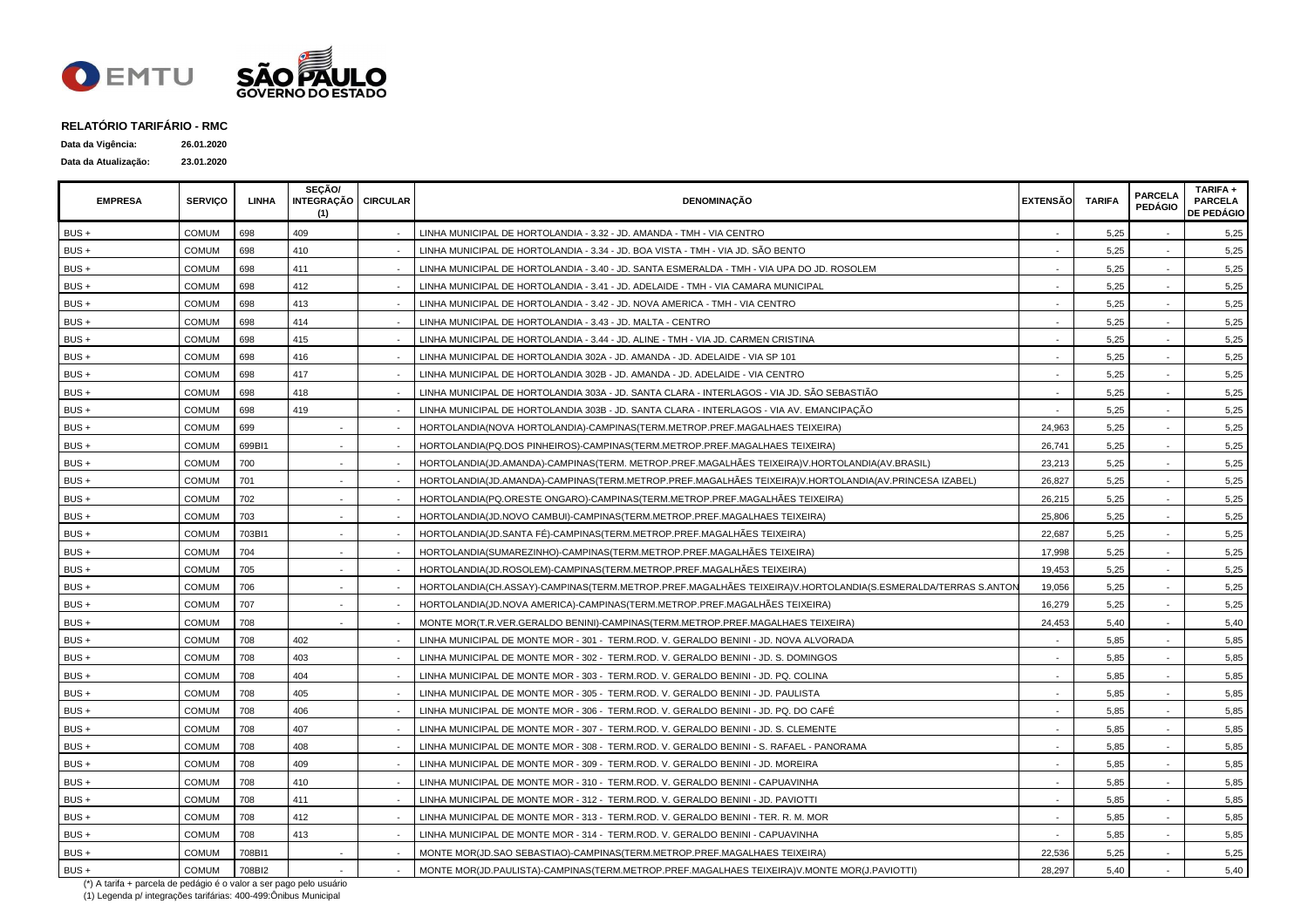**RELATÓRIO TARIFÁRIO - RMC**

**Data da Vigência:** 26.01.2020

**Data da Atualização:** 23.01.2020

| EMPRESA | SERVIÇO | LINHA | SEÇÃO/ INTEGRAÇÃO (1) | CIRCULAR | DENOMINAÇÃO | EXTENSÃO | TARIFA | PARCELA PEDÁGIO | TARIFA + PARCELA DE PEDÁGIO |
|---|---|---|---|---|---|---|---|---|---|
| BUS + | COMUM | 698 | 409 | - | LINHA MUNICIPAL DE HORTOLANDIA - 3.32 - JD. AMANDA - TMH - VIA CENTRO | - | 5,25 | - | 5,25 |
| BUS + | COMUM | 698 | 410 | - | LINHA MUNICIPAL DE HORTOLANDIA - 3.34 - JD. BOA VISTA - TMH - VIA JD. SÃO BENTO | - | 5,25 | - | 5,25 |
| BUS + | COMUM | 698 | 411 | - | LINHA MUNICIPAL DE HORTOLANDIA - 3.40 - JD. SANTA ESMERALDA - TMH - VIA UPA DO JD. ROSOLEM | - | 5,25 | - | 5,25 |
| BUS + | COMUM | 698 | 412 | - | LINHA MUNICIPAL DE HORTOLANDIA - 3.41 - JD. ADELAIDE - TMH - VIA CAMARA MUNICIPAL | - | 5,25 | - | 5,25 |
| BUS + | COMUM | 698 | 413 | - | LINHA MUNICIPAL DE HORTOLANDIA - 3.42 - JD. NOVA AMERICA - TMH - VIA CENTRO | - | 5,25 | - | 5,25 |
| BUS + | COMUM | 698 | 414 | - | LINHA MUNICIPAL DE HORTOLANDIA - 3.43 - JD. MALTA - CENTRO | - | 5,25 | - | 5,25 |
| BUS + | COMUM | 698 | 415 | - | LINHA MUNICIPAL DE HORTOLANDIA - 3.44 - JD. ALINE - TMH - VIA JD. CARMEN CRISTINA | - | 5,25 | - | 5,25 |
| BUS + | COMUM | 698 | 416 | - | LINHA MUNICIPAL DE HORTOLANDIA 302A - JD. AMANDA - JD. ADELAIDE - VIA SP 101 | - | 5,25 | - | 5,25 |
| BUS + | COMUM | 698 | 417 | - | LINHA MUNICIPAL DE HORTOLANDIA 302B - JD. AMANDA - JD. ADELAIDE - VIA CENTRO | - | 5,25 | - | 5,25 |
| BUS + | COMUM | 698 | 418 | - | LINHA MUNICIPAL DE HORTOLANDIA 303A - JD. SANTA CLARA - INTERLAGOS - VIA JD. SÃO SEBASTIÃO | - | 5,25 | - | 5,25 |
| BUS + | COMUM | 698 | 419 | - | LINHA MUNICIPAL DE HORTOLANDIA 303B - JD. SANTA CLARA - INTERLAGOS - VIA AV. EMANCIPAÇÃO | - | 5,25 | - | 5,25 |
| BUS + | COMUM | 699 | - | - | HORTOLANDIA(NOVA HORTOLANDIA)-CAMPINAS(TERM.METROP.PREF.MAGALHAES TEIXEIRA) | 24,963 | 5,25 | - | 5,25 |
| BUS + | COMUM | 699BI1 | - | - | HORTOLANDIA(PQ.DOS PINHEIROS)-CAMPINAS(TERM.METROP.PREF.MAGALHAES TEIXEIRA) | 26,741 | 5,25 | - | 5,25 |
| BUS + | COMUM | 700 | - | - | HORTOLANDIA(JD.AMANDA)-CAMPINAS(TERM. METROP.PREF.MAGALHÃES TEIXEIRA)V.HORTOLANDIA(AV.BRASIL) | 23,213 | 5,25 | - | 5,25 |
| BUS + | COMUM | 701 | - | - | HORTOLANDIA(JD.AMANDA)-CAMPINAS(TERM.METROP.PREF.MAGALHÃES TEIXEIRA)V.HORTOLANDIA(AV.PRINCESA IZABEL) | 26,827 | 5,25 | - | 5,25 |
| BUS + | COMUM | 702 | - | - | HORTOLANDIA(PQ.ORESTE ONGARO)-CAMPINAS(TERM.METROP.PREF.MAGALHÃES TEIXEIRA) | 26,215 | 5,25 | - | 5,25 |
| BUS + | COMUM | 703 | - | - | HORTOLANDIA(JD.NOVO CAMBUI)-CAMPINAS(TERM.METROP.PREF.MAGALHAES TEIXEIRA) | 25,806 | 5,25 | - | 5,25 |
| BUS + | COMUM | 703BI1 | - | - | HORTOLANDIA(JD.SANTA FÉ)-CAMPINAS(TERM.METROP.PREF.MAGALHÃES TEIXEIRA) | 22,687 | 5,25 | - | 5,25 |
| BUS + | COMUM | 704 | - | - | HORTOLANDIA(SUMAREZINHO)-CAMPINAS(TERM.METROP.PREF.MAGALHÃES TEIXEIRA) | 17,998 | 5,25 | - | 5,25 |
| BUS + | COMUM | 705 | - | - | HORTOLANDIA(JD.ROSOLEM)-CAMPINAS(TERM.METROP.PREF.MAGALHÃES TEIXEIRA) | 19,453 | 5,25 | - | 5,25 |
| BUS + | COMUM | 706 | - | - | HORTOLANDIA(CH.ASSAY)-CAMPINAS(TERM.METROP.PREF.MAGALHÃES TEIXEIRA)V.HORTOLANDIA(S.ESMERALDA/TERRAS S.ANTON | 19,056 | 5,25 | - | 5,25 |
| BUS + | COMUM | 707 | - | - | HORTOLANDIA(JD.NOVA AMERICA)-CAMPINAS(TERM.METROP.PREF.MAGALHÃES TEIXEIRA) | 16,279 | 5,25 | - | 5,25 |
| BUS + | COMUM | 708 | - | - | MONTE MOR(T.R.VER.GERALDO BENINI)-CAMPINAS(TERM.METROP.PREF.MAGALHAES TEIXEIRA) | 24,453 | 5,40 | - | 5,40 |
| BUS + | COMUM | 708 | 402 | - | LINHA MUNICIPAL DE MONTE MOR - 301 - TERM.ROD. V. GERALDO BENINI - JD. NOVA ALVORADA | - | 5,85 | - | 5,85 |
| BUS + | COMUM | 708 | 403 | - | LINHA MUNICIPAL DE MONTE MOR - 302 - TERM.ROD. V. GERALDO BENINI - JD. S. DOMINGOS | - | 5,85 | - | 5,85 |
| BUS + | COMUM | 708 | 404 | - | LINHA MUNICIPAL DE MONTE MOR - 303 - TERM.ROD. V. GERALDO BENINI - JD. PQ. COLINA | - | 5,85 | - | 5,85 |
| BUS + | COMUM | 708 | 405 | - | LINHA MUNICIPAL DE MONTE MOR - 305 - TERM.ROD. V. GERALDO BENINI - JD. PAULISTA | - | 5,85 | - | 5,85 |
| BUS + | COMUM | 708 | 406 | - | LINHA MUNICIPAL DE MONTE MOR - 306 - TERM.ROD. V. GERALDO BENINI - JD. PQ. DO CAFÉ | - | 5,85 | - | 5,85 |
| BUS + | COMUM | 708 | 407 | - | LINHA MUNICIPAL DE MONTE MOR - 307 - TERM.ROD. V. GERALDO BENINI - JD. S. CLEMENTE | - | 5,85 | - | 5,85 |
| BUS + | COMUM | 708 | 408 | - | LINHA MUNICIPAL DE MONTE MOR - 308 - TERM.ROD. V. GERALDO BENINI - S. RAFAEL - PANORAMA | - | 5,85 | - | 5,85 |
| BUS + | COMUM | 708 | 409 | - | LINHA MUNICIPAL DE MONTE MOR - 309 - TERM.ROD. V. GERALDO BENINI - JD. MOREIRA | - | 5,85 | - | 5,85 |
| BUS + | COMUM | 708 | 410 | - | LINHA MUNICIPAL DE MONTE MOR - 310 - TERM.ROD. V. GERALDO BENINI - CAPUAVINHA | - | 5,85 | - | 5,85 |
| BUS + | COMUM | 708 | 411 | - | LINHA MUNICIPAL DE MONTE MOR - 312 - TERM.ROD. V. GERALDO BENINI - JD. PAVIOTTI | - | 5,85 | - | 5,85 |
| BUS + | COMUM | 708 | 412 | - | LINHA MUNICIPAL DE MONTE MOR - 313 - TERM.ROD. V. GERALDO BENINI - TER. R. M. MOR | - | 5,85 | - | 5,85 |
| BUS + | COMUM | 708 | 413 | - | LINHA MUNICIPAL DE MONTE MOR - 314 - TERM.ROD. V. GERALDO BENINI - CAPUAVINHA | - | 5,85 | - | 5,85 |
| BUS + | COMUM | 708BI1 | - | - | MONTE MOR(JD.SAO SEBASTIAO)-CAMPINAS(TERM.METROP.PREF.MAGALHAES TEIXEIRA) | 22,536 | 5,25 | - | 5,25 |
| BUS + | COMUM | 708BI2 | - | - | MONTE MOR(JD.PAULISTA)-CAMPINAS(TERM.METROP.PREF.MAGALHAES TEIXEIRA)V.MONTE MOR(J.PAVIOTTI) | 28,297 | 5,40 | - | 5,40 |

(*) A tarifa + parcela de pedágio é o valor a ser pago pelo usuário

(1) Legenda p/ integrações tarifárias: 400-499:Ônibus Municipal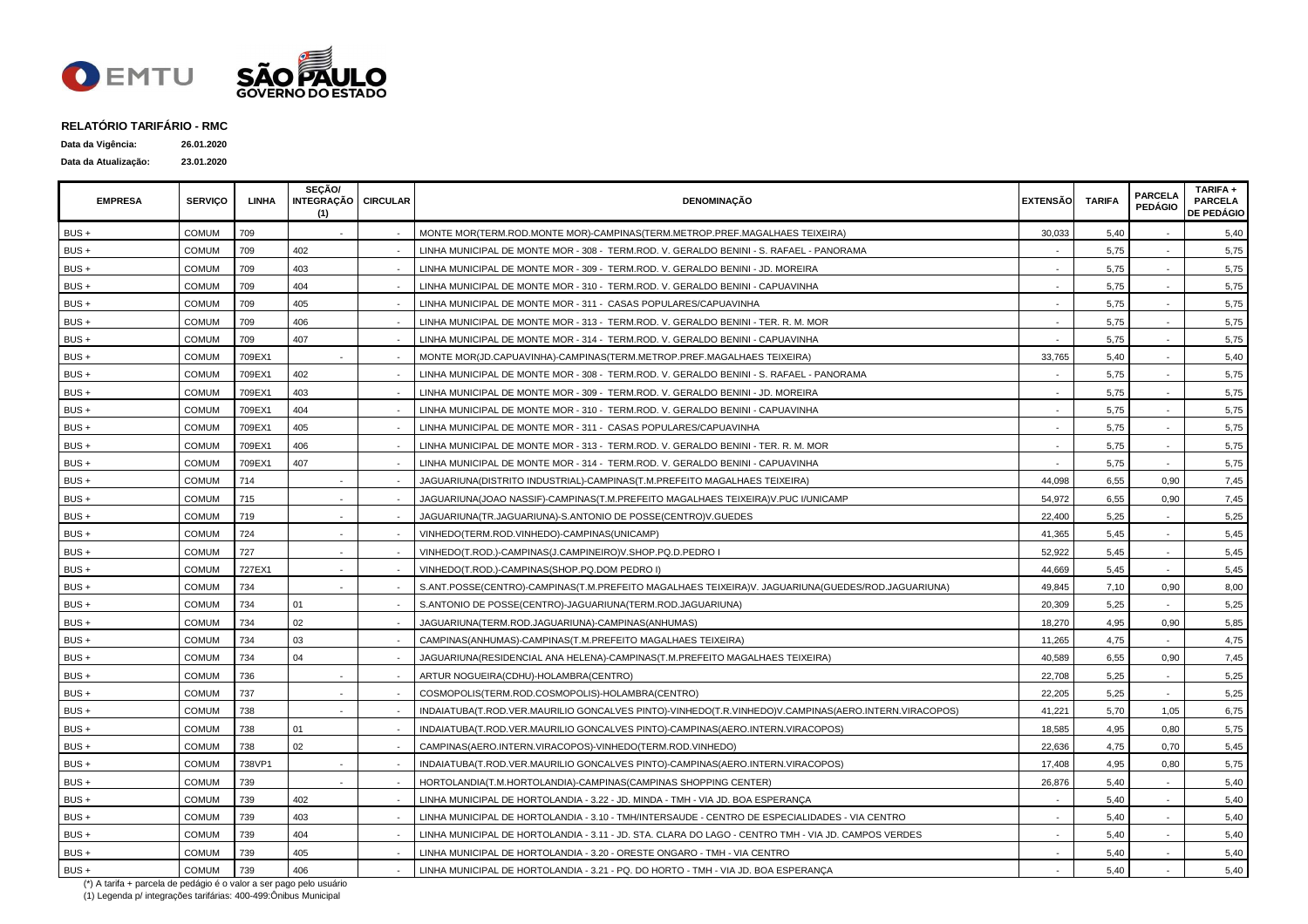**RELATÓRIO TARIFÁRIO - RMC**

**Data da Vigência:** **26.01.2020**

**Data da Atualização:** **23.01.2020**

| EMPRESA | SERVIÇO | LINHA | SEÇÃO/ INTEGRAÇÃO (1) | CIRCULAR | DENOMINAÇÃO | EXTENSÃO | TARIFA | PARCELA PEDÁGIO | TARIFA + PARCELA DE PEDÁGIO |
|---|---|---|---|---|---|---|---|---|---|
| BUS + | COMUM | 709 | - | - | MONTE MOR(TERM.ROD.MONTE MOR)-CAMPINAS(TERM.METROP.PREF.MAGALHAES TEIXEIRA) | 30,033 | 5,40 | - | 5,40 |
| BUS + | COMUM | 709 | 402 | - | LINHA MUNICIPAL DE MONTE MOR - 308 - TERM.ROD. V. GERALDO BENINI - S. RAFAEL - PANORAMA | - | 5,75 | - | 5,75 |
| BUS + | COMUM | 709 | 403 | - | LINHA MUNICIPAL DE MONTE MOR - 309 - TERM.ROD. V. GERALDO BENINI - JD. MOREIRA | - | 5,75 | - | 5,75 |
| BUS + | COMUM | 709 | 404 | - | LINHA MUNICIPAL DE MONTE MOR - 310 - TERM.ROD. V. GERALDO BENINI - CAPUAVINHA | - | 5,75 | - | 5,75 |
| BUS + | COMUM | 709 | 405 | - | LINHA MUNICIPAL DE MONTE MOR - 311 - CASAS POPULARES/CAPUAVINHA | - | 5,75 | - | 5,75 |
| BUS + | COMUM | 709 | 406 | - | LINHA MUNICIPAL DE MONTE MOR - 313 - TERM.ROD. V. GERALDO BENINI - TER. R. M. MOR | - | 5,75 | - | 5,75 |
| BUS + | COMUM | 709 | 407 | - | LINHA MUNICIPAL DE MONTE MOR - 314 - TERM.ROD. V. GERALDO BENINI - CAPUAVINHA | - | 5,75 | - | 5,75 |
| BUS + | COMUM | 709EX1 | - | - | MONTE MOR(JD.CAPUAVINHA)-CAMPINAS(TERM.METROP.PREF.MAGALHAES TEIXEIRA) | 33,765 | 5,40 | - | 5,40 |
| BUS + | COMUM | 709EX1 | 402 | - | LINHA MUNICIPAL DE MONTE MOR - 308 - TERM.ROD. V. GERALDO BENINI - S. RAFAEL - PANORAMA | - | 5,75 | - | 5,75 |
| BUS + | COMUM | 709EX1 | 403 | - | LINHA MUNICIPAL DE MONTE MOR - 309 - TERM.ROD. V. GERALDO BENINI - JD. MOREIRA | - | 5,75 | - | 5,75 |
| BUS + | COMUM | 709EX1 | 404 | - | LINHA MUNICIPAL DE MONTE MOR - 310 - TERM.ROD. V. GERALDO BENINI - CAPUAVINHA | - | 5,75 | - | 5,75 |
| BUS + | COMUM | 709EX1 | 405 | - | LINHA MUNICIPAL DE MONTE MOR - 311 - CASAS POPULARES/CAPUAVINHA | - | 5,75 | - | 5,75 |
| BUS + | COMUM | 709EX1 | 406 | - | LINHA MUNICIPAL DE MONTE MOR - 313 - TERM.ROD. V. GERALDO BENINI - TER. R. M. MOR | - | 5,75 | - | 5,75 |
| BUS + | COMUM | 709EX1 | 407 | - | LINHA MUNICIPAL DE MONTE MOR - 314 - TERM.ROD. V. GERALDO BENINI - CAPUAVINHA | - | 5,75 | - | 5,75 |
| BUS + | COMUM | 714 | - | - | JAGUARIUNA(DISTRITO INDUSTRIAL)-CAMPINAS(T.M.PREFEITO MAGALHAES TEIXEIRA) | 44,098 | 6,55 | 0,90 | 7,45 |
| BUS + | COMUM | 715 | - | - | JAGUARIUNA(JOAO NASSIF)-CAMPINAS(T.M.PREFEITO MAGALHAES TEIXEIRA)V.PUC I/UNICAMP | 54,972 | 6,55 | 0,90 | 7,45 |
| BUS + | COMUM | 719 | - | - | JAGUARIUNA(TR.JAGUARIUNA)-S.ANTONIO DE POSSE(CENTRO)V.GUEDES | 22,400 | 5,25 | - | 5,25 |
| BUS + | COMUM | 724 | - | - | VINHEDO(TERM.ROD.VINHEDO)-CAMPINAS(UNICAMP) | 41,365 | 5,45 | - | 5,45 |
| BUS + | COMUM | 727 | - | - | VINHEDO(T.ROD.)-CAMPINAS(J.CAMPINEIRO)V.SHOP.PQ.D.PEDRO I | 52,922 | 5,45 | - | 5,45 |
| BUS + | COMUM | 727EX1 | - | - | VINHEDO(T.ROD.)-CAMPINAS(SHOP.PQ.DOM PEDRO I) | 44,669 | 5,45 | - | 5,45 |
| BUS + | COMUM | 734 | - | - | S.ANT.POSSE(CENTRO)-CAMPINAS(T.M.PREFEITO MAGALHAES TEIXEIRA)V. JAGUARIUNA(GUEDES/ROD.JAGUARIUNA) | 49,845 | 7,10 | 0,90 | 8,00 |
| BUS + | COMUM | 734 | 01 | - | S.ANTONIO DE POSSE(CENTRO)-JAGUARIUNA(TERM.ROD.JAGUARIUNA) | 20,309 | 5,25 | - | 5,25 |
| BUS + | COMUM | 734 | 02 | - | JAGUARIUNA(TERM.ROD.JAGUARIUNA)-CAMPINAS(ANHUMAS) | 18,270 | 4,95 | 0,90 | 5,85 |
| BUS + | COMUM | 734 | 03 | - | CAMPINAS(ANHUMAS)-CAMPINAS(T.M.PREFEITO MAGALHAES TEIXEIRA) | 11,265 | 4,75 | - | 4,75 |
| BUS + | COMUM | 734 | 04 | - | JAGUARIUNA(RESIDENCIAL ANA HELENA)-CAMPINAS(T.M.PREFEITO MAGALHAES TEIXEIRA) | 40,589 | 6,55 | 0,90 | 7,45 |
| BUS + | COMUM | 736 | - | - | ARTUR NOGUEIRA(CDHU)-HOLAMBRA(CENTRO) | 22,708 | 5,25 | - | 5,25 |
| BUS + | COMUM | 737 | - | - | COSMOPOLIS(TERM.ROD.COSMOPOLIS)-HOLAMBRA(CENTRO) | 22,205 | 5,25 | - | 5,25 |
| BUS + | COMUM | 738 | - | - | INDAIATUBA(T.ROD.VER.MAURILIO GONCALVES PINTO)-VINHEDO(T.R.VINHEDO)V.CAMPINAS(AERO.INTERN.VIRACOPOS) | 41,221 | 5,70 | 1,05 | 6,75 |
| BUS + | COMUM | 738 | 01 | - | INDAIATUBA(T.ROD.VER.MAURILIO GONCALVES PINTO)-CAMPINAS(AERO.INTERN.VIRACOPOS) | 18,585 | 4,95 | 0,80 | 5,75 |
| BUS + | COMUM | 738 | 02 | - | CAMPINAS(AERO.INTERN.VIRACOPOS)-VINHEDO(TERM.ROD.VINHEDO) | 22,636 | 4,75 | 0,70 | 5,45 |
| BUS + | COMUM | 738VP1 | - | - | INDAIATUBA(T.ROD.VER.MAURILIO GONCALVES PINTO)-CAMPINAS(AERO.INTERN.VIRACOPOS) | 17,408 | 4,95 | 0,80 | 5,75 |
| BUS + | COMUM | 739 | - | - | HORTOLANDIA(T.M.HORTOLANDIA)-CAMPINAS(CAMPINAS SHOPPING CENTER) | 26,876 | 5,40 | - | 5,40 |
| BUS + | COMUM | 739 | 402 | - | LINHA MUNICIPAL DE HORTOLANDIA - 3.22 - JD. MINDA - TMH - VIA JD. BOA ESPERANÇA | - | 5,40 | - | 5,40 |
| BUS + | COMUM | 739 | 403 | - | LINHA MUNICIPAL DE HORTOLANDIA - 3.10 - TMH/INTERSAUDE - CENTRO DE ESPECIALIDADES - VIA CENTRO | - | 5,40 | - | 5,40 |
| BUS + | COMUM | 739 | 404 | - | LINHA MUNICIPAL DE HORTOLANDIA - 3.11 - JD. STA. CLARA DO LAGO - CENTRO TMH - VIA JD. CAMPOS VERDES | - | 5,40 | - | 5,40 |
| BUS + | COMUM | 739 | 405 | - | LINHA MUNICIPAL DE HORTOLANDIA - 3.20 - ORESTE ONGARO - TMH - VIA CENTRO | - | 5,40 | - | 5,40 |
| BUS + | COMUM | 739 | 406 | - | LINHA MUNICIPAL DE HORTOLANDIA - 3.21 - PQ. DO HORTO - TMH - VIA JD. BOA ESPERANÇA | - | 5,40 | - | 5,40 |

(*) A tarifa + parcela de pedágio é o valor a ser pago pelo usuário

(1) Legenda p/ integrações tarifárias: 400-499:Ônibus Municipal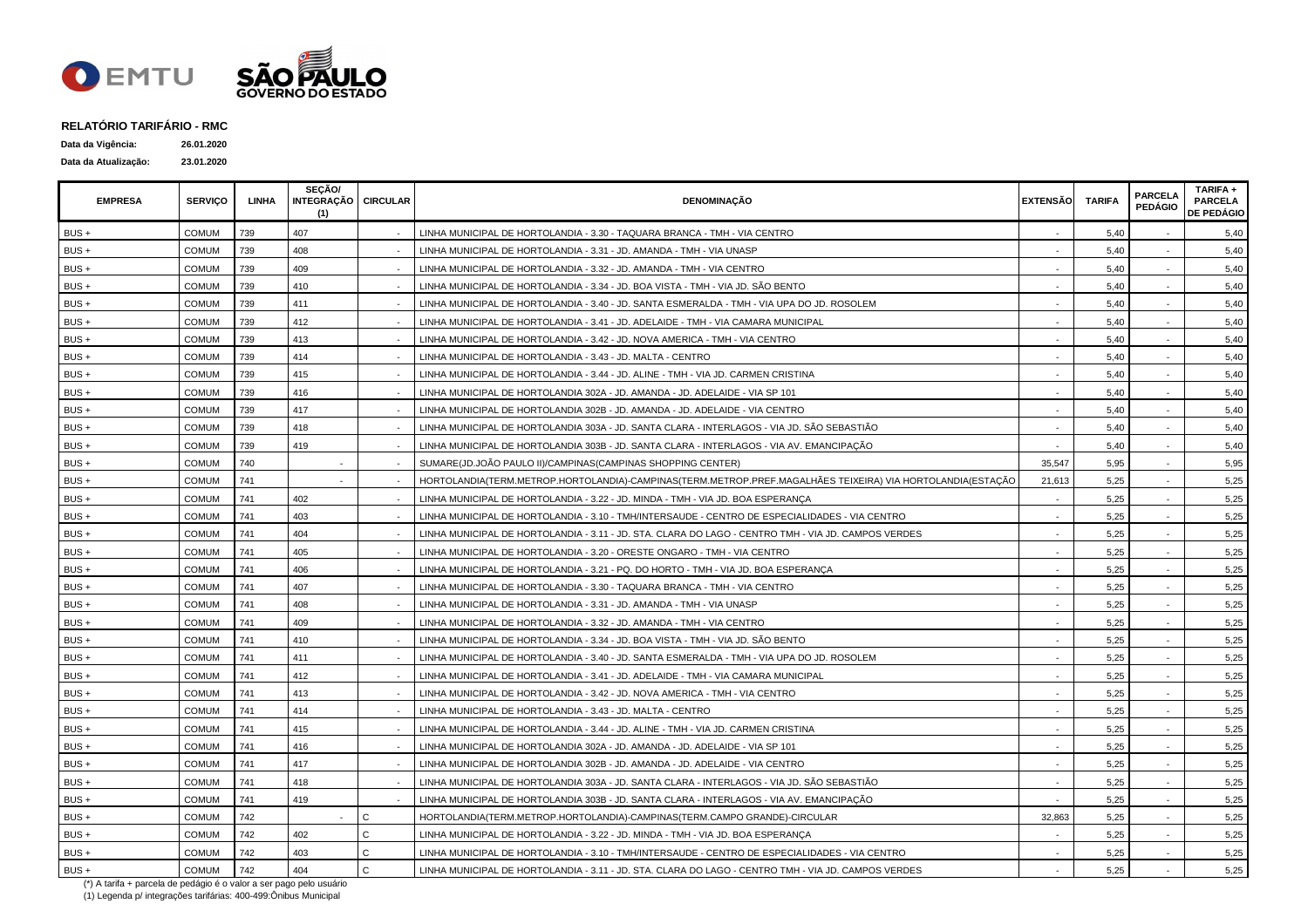**RELATÓRIO TARIFÁRIO - RMC**

**Data da Vigência:** **26.01.2020**

**Data da Atualização:** **23.01.2020**

| EMPRESA | SERVIÇO | LINHA | SEÇÃO/ INTEGRAÇÃO (1) | CIRCULAR | DENOMINAÇÃO | EXTENSÃO | TARIFA | PARCELA PEDÁGIO | TARIFA + PARCELA DE PEDÁGIO |
|---|---|---|---|---|---|---|---|---|---|
| BUS + | COMUM | 739 | 407 | - | LINHA MUNICIPAL DE HORTOLANDIA - 3.30 - TAQUARA BRANCA - TMH - VIA CENTRO | - | 5,40 | - | 5,40 |
| BUS + | COMUM | 739 | 408 | - | LINHA MUNICIPAL DE HORTOLANDIA - 3.31 - JD. AMANDA - TMH - VIA UNASP | - | 5,40 | - | 5,40 |
| BUS + | COMUM | 739 | 409 | - | LINHA MUNICIPAL DE HORTOLANDIA - 3.32 - JD. AMANDA - TMH - VIA CENTRO | - | 5,40 | - | 5,40 |
| BUS + | COMUM | 739 | 410 | - | LINHA MUNICIPAL DE HORTOLANDIA - 3.34 - JD. BOA VISTA - TMH - VIA JD. SÃO BENTO | - | 5,40 | - | 5,40 |
| BUS + | COMUM | 739 | 411 | - | LINHA MUNICIPAL DE HORTOLANDIA - 3.40 - JD. SANTA ESMERALDA - TMH - VIA UPA DO JD. ROSOLEM | - | 5,40 | - | 5,40 |
| BUS + | COMUM | 739 | 412 | - | LINHA MUNICIPAL DE HORTOLANDIA - 3.41 - JD. ADELAIDE - TMH - VIA CAMARA MUNICIPAL | - | 5,40 | - | 5,40 |
| BUS + | COMUM | 739 | 413 | - | LINHA MUNICIPAL DE HORTOLANDIA - 3.42 - JD. NOVA AMERICA - TMH - VIA CENTRO | - | 5,40 | - | 5,40 |
| BUS + | COMUM | 739 | 414 | - | LINHA MUNICIPAL DE HORTOLANDIA - 3.43 - JD. MALTA - CENTRO | - | 5,40 | - | 5,40 |
| BUS + | COMUM | 739 | 415 | - | LINHA MUNICIPAL DE HORTOLANDIA - 3.44 - JD. ALINE - TMH - VIA JD. CARMEN CRISTINA | - | 5,40 | - | 5,40 |
| BUS + | COMUM | 739 | 416 | - | LINHA MUNICIPAL DE HORTOLANDIA 302A - JD. AMANDA - JD. ADELAIDE - VIA SP 101 | - | 5,40 | - | 5,40 |
| BUS + | COMUM | 739 | 417 | - | LINHA MUNICIPAL DE HORTOLANDIA 302B - JD. AMANDA - JD. ADELAIDE - VIA CENTRO | - | 5,40 | - | 5,40 |
| BUS + | COMUM | 739 | 418 | - | LINHA MUNICIPAL DE HORTOLANDIA 303A - JD. SANTA CLARA - INTERLAGOS - VIA JD. SÃO SEBASTIÃO | - | 5,40 | - | 5,40 |
| BUS + | COMUM | 739 | 419 | - | LINHA MUNICIPAL DE HORTOLANDIA 303B - JD. SANTA CLARA - INTERLAGOS - VIA AV. EMANCIPAÇÃO | - | 5,40 | - | 5,40 |
| BUS + | COMUM | 740 | - | - | SUMARE(JD.JOÃO PAULO II)/CAMPINAS(CAMPINAS SHOPPING CENTER) | 35,547 | 5,95 | - | 5,95 |
| BUS + | COMUM | 741 | - | - | HORTOLANDIA(TERM.METROP.HORTOLANDIA)-CAMPINAS(TERM.METROP.PREF.MAGALHÃES TEIXEIRA) VIA HORTOLANDIA(ESTAÇÃO | 21,613 | 5,25 | - | 5,25 |
| BUS + | COMUM | 741 | 402 | - | LINHA MUNICIPAL DE HORTOLANDIA - 3.22 - JD. MINDA - TMH - VIA JD. BOA ESPERANÇA | - | 5,25 | - | 5,25 |
| BUS + | COMUM | 741 | 403 | - | LINHA MUNICIPAL DE HORTOLANDIA - 3.10 - TMH/INTERSAUDE - CENTRO DE ESPECIALIDADES - VIA CENTRO | - | 5,25 | - | 5,25 |
| BUS + | COMUM | 741 | 404 | - | LINHA MUNICIPAL DE HORTOLANDIA - 3.11 - JD. STA. CLARA DO LAGO - CENTRO TMH - VIA JD. CAMPOS VERDES | - | 5,25 | - | 5,25 |
| BUS + | COMUM | 741 | 405 | - | LINHA MUNICIPAL DE HORTOLANDIA - 3.20 - ORESTE ONGARO - TMH - VIA CENTRO | - | 5,25 | - | 5,25 |
| BUS + | COMUM | 741 | 406 | - | LINHA MUNICIPAL DE HORTOLANDIA - 3.21 - PQ. DO HORTO - TMH - VIA JD. BOA ESPERANÇA | - | 5,25 | - | 5,25 |
| BUS + | COMUM | 741 | 407 | - | LINHA MUNICIPAL DE HORTOLANDIA - 3.30 - TAQUARA BRANCA - TMH - VIA CENTRO | - | 5,25 | - | 5,25 |
| BUS + | COMUM | 741 | 408 | - | LINHA MUNICIPAL DE HORTOLANDIA - 3.31 - JD. AMANDA - TMH - VIA UNASP | - | 5,25 | - | 5,25 |
| BUS + | COMUM | 741 | 409 | - | LINHA MUNICIPAL DE HORTOLANDIA - 3.32 - JD. AMANDA - TMH - VIA CENTRO | - | 5,25 | - | 5,25 |
| BUS + | COMUM | 741 | 410 | - | LINHA MUNICIPAL DE HORTOLANDIA - 3.34 - JD. BOA VISTA - TMH - VIA JD. SÃO BENTO | - | 5,25 | - | 5,25 |
| BUS + | COMUM | 741 | 411 | - | LINHA MUNICIPAL DE HORTOLANDIA - 3.40 - JD. SANTA ESMERALDA - TMH - VIA UPA DO JD. ROSOLEM | - | 5,25 | - | 5,25 |
| BUS + | COMUM | 741 | 412 | - | LINHA MUNICIPAL DE HORTOLANDIA - 3.41 - JD. ADELAIDE - TMH - VIA CAMARA MUNICIPAL | - | 5,25 | - | 5,25 |
| BUS + | COMUM | 741 | 413 | - | LINHA MUNICIPAL DE HORTOLANDIA - 3.42 - JD. NOVA AMERICA - TMH - VIA CENTRO | - | 5,25 | - | 5,25 |
| BUS + | COMUM | 741 | 414 | - | LINHA MUNICIPAL DE HORTOLANDIA - 3.43 - JD. MALTA - CENTRO | - | 5,25 | - | 5,25 |
| BUS + | COMUM | 741 | 415 | - | LINHA MUNICIPAL DE HORTOLANDIA - 3.44 - JD. ALINE - TMH - VIA JD. CARMEN CRISTINA | - | 5,25 | - | 5,25 |
| BUS + | COMUM | 741 | 416 | - | LINHA MUNICIPAL DE HORTOLANDIA 302A - JD. AMANDA - JD. ADELAIDE - VIA SP 101 | - | 5,25 | - | 5,25 |
| BUS + | COMUM | 741 | 417 | - | LINHA MUNICIPAL DE HORTOLANDIA 302B - JD. AMANDA - JD. ADELAIDE - VIA CENTRO | - | 5,25 | - | 5,25 |
| BUS + | COMUM | 741 | 418 | - | LINHA MUNICIPAL DE HORTOLANDIA 303A - JD. SANTA CLARA - INTERLAGOS - VIA JD. SÃO SEBASTIÃO | - | 5,25 | - | 5,25 |
| BUS + | COMUM | 741 | 419 | - | LINHA MUNICIPAL DE HORTOLANDIA 303B - JD. SANTA CLARA - INTERLAGOS - VIA AV. EMANCIPAÇÃO | - | 5,25 | - | 5,25 |
| BUS + | COMUM | 742 | - | C | HORTOLANDIA(TERM.METROP.HORTOLANDIA)-CAMPINAS(TERM.CAMPO GRANDE)-CIRCULAR | 32,863 | 5,25 | - | 5,25 |
| BUS + | COMUM | 742 | 402 | C | LINHA MUNICIPAL DE HORTOLANDIA - 3.22 - JD. MINDA - TMH - VIA JD. BOA ESPERANÇA | - | 5,25 | - | 5,25 |
| BUS + | COMUM | 742 | 403 | C | LINHA MUNICIPAL DE HORTOLANDIA - 3.10 - TMH/INTERSAUDE - CENTRO DE ESPECIALIDADES - VIA CENTRO | - | 5,25 | - | 5,25 |
| BUS + | COMUM | 742 | 404 | C | LINHA MUNICIPAL DE HORTOLANDIA - 3.11 - JD. STA. CLARA DO LAGO - CENTRO TMH - VIA JD. CAMPOS VERDES | - | 5,25 | - | 5,25 |

(*) A tarifa + parcela de pedágio é o valor a ser pago pelo usuário

(1) Legenda p/ integrações tarifárias: 400-499:Ônibus Municipal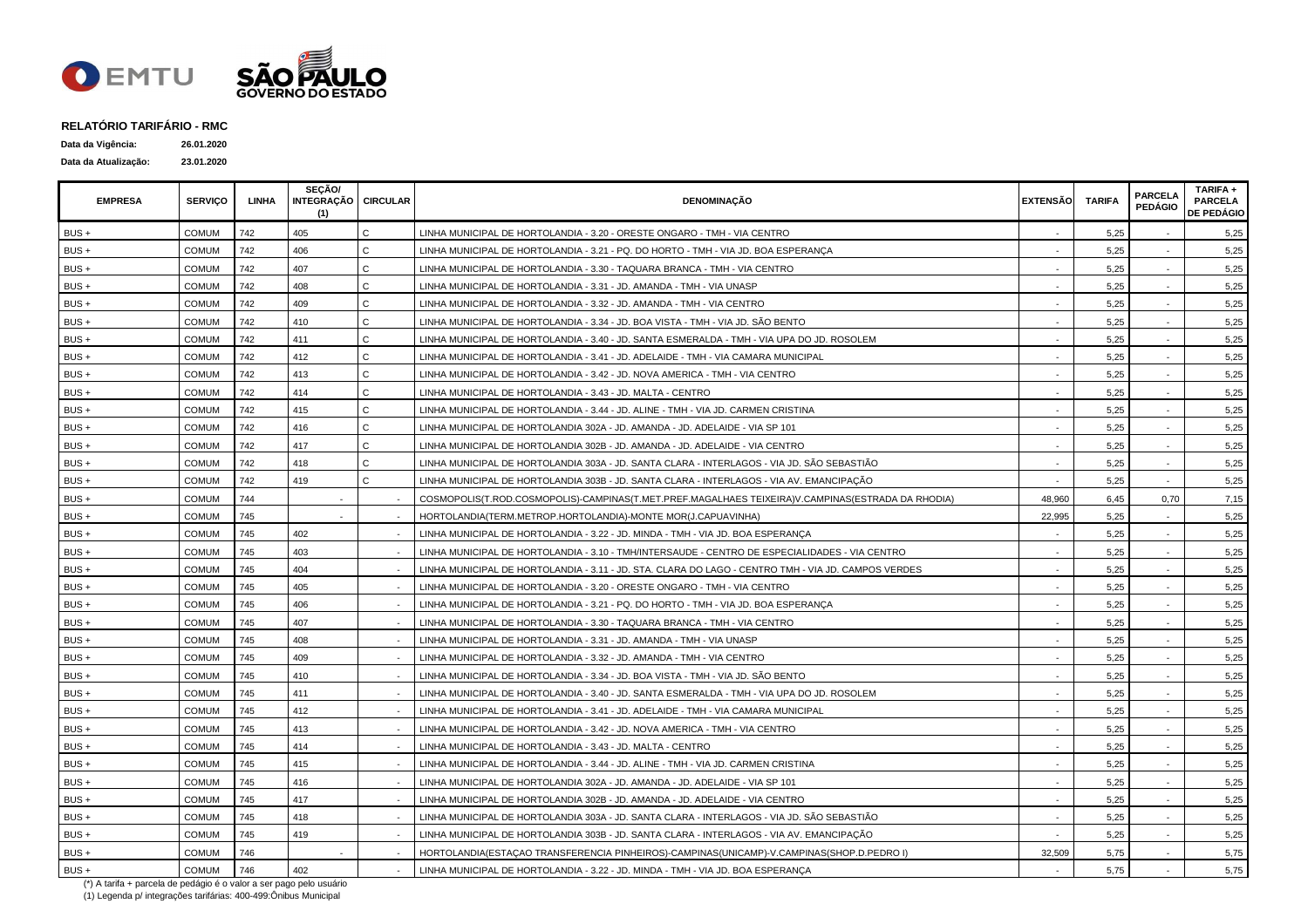**RELATÓRIO TARIFÁRIO - RMC**

**Data da Vigência:** 26.01.2020

**Data da Atualização:** 23.01.2020

| EMPRESA | SERVIÇO | LINHA | SEÇÃO/ INTEGRAÇÃO (1) | CIRCULAR | DENOMINAÇÃO | EXTENSÃO | TARIFA | PARCELA PEDÁGIO | TARIFA + PARCELA DE PEDÁGIO |
|---|---|---|---|---|---|---|---|---|---|
| BUS + | COMUM | 742 | 405 | C | LINHA MUNICIPAL DE HORTOLANDIA - 3.20 - ORESTE ONGARO - TMH - VIA CENTRO | - | 5,25 | - | 5,25 |
| BUS + | COMUM | 742 | 406 | C | LINHA MUNICIPAL DE HORTOLANDIA - 3.21 - PQ. DO HORTO - TMH - VIA JD. BOA ESPERANÇA | - | 5,25 | - | 5,25 |
| BUS + | COMUM | 742 | 407 | C | LINHA MUNICIPAL DE HORTOLANDIA - 3.30 - TAQUARA BRANCA - TMH - VIA CENTRO | - | 5,25 | - | 5,25 |
| BUS + | COMUM | 742 | 408 | C | LINHA MUNICIPAL DE HORTOLANDIA - 3.31 - JD. AMANDA - TMH - VIA UNASP | - | 5,25 | - | 5,25 |
| BUS + | COMUM | 742 | 409 | C | LINHA MUNICIPAL DE HORTOLANDIA - 3.32 - JD. AMANDA - TMH - VIA CENTRO | - | 5,25 | - | 5,25 |
| BUS + | COMUM | 742 | 410 | C | LINHA MUNICIPAL DE HORTOLANDIA - 3.34 - JD. BOA VISTA - TMH - VIA JD. SÃO BENTO | - | 5,25 | - | 5,25 |
| BUS + | COMUM | 742 | 411 | C | LINHA MUNICIPAL DE HORTOLANDIA - 3.40 - JD. SANTA ESMERALDA - TMH - VIA UPA DO JD. ROSOLEM | - | 5,25 | - | 5,25 |
| BUS + | COMUM | 742 | 412 | C | LINHA MUNICIPAL DE HORTOLANDIA - 3.41 - JD. ADELAIDE - TMH - VIA CAMARA MUNICIPAL | - | 5,25 | - | 5,25 |
| BUS + | COMUM | 742 | 413 | C | LINHA MUNICIPAL DE HORTOLANDIA - 3.42 - JD. NOVA AMERICA - TMH - VIA CENTRO | - | 5,25 | - | 5,25 |
| BUS + | COMUM | 742 | 414 | C | LINHA MUNICIPAL DE HORTOLANDIA - 3.43 - JD. MALTA - CENTRO | - | 5,25 | - | 5,25 |
| BUS + | COMUM | 742 | 415 | C | LINHA MUNICIPAL DE HORTOLANDIA - 3.44 - JD. ALINE - TMH - VIA JD. CARMEN CRISTINA | - | 5,25 | - | 5,25 |
| BUS + | COMUM | 742 | 416 | C | LINHA MUNICIPAL DE HORTOLANDIA 302A - JD. AMANDA - JD. ADELAIDE - VIA SP 101 | - | 5,25 | - | 5,25 |
| BUS + | COMUM | 742 | 417 | C | LINHA MUNICIPAL DE HORTOLANDIA 302B - JD. AMANDA - JD. ADELAIDE - VIA CENTRO | - | 5,25 | - | 5,25 |
| BUS + | COMUM | 742 | 418 | C | LINHA MUNICIPAL DE HORTOLANDIA 303A - JD. SANTA CLARA - INTERLAGOS - VIA JD. SÃO SEBASTIÃO | - | 5,25 | - | 5,25 |
| BUS + | COMUM | 742 | 419 | C | LINHA MUNICIPAL DE HORTOLANDIA 303B - JD. SANTA CLARA - INTERLAGOS - VIA AV. EMANCIPAÇÃO | - | 5,25 | - | 5,25 |
| BUS + | COMUM | 744 | - | - | COSMOPOLIS(T.ROD.COSMOPOLIS)-CAMPINAS(T.MET.PREF.MAGALHAES TEIXEIRA)V.CAMPINAS(ESTRADA DA RHODIA) | 48,960 | 6,45 | 0,70 | 7,15 |
| BUS + | COMUM | 745 | - | - | HORTOLANDIA(TERM.METROP.HORTOLANDIA)-MONTE MOR(J.CAPUAVINHA) | 22,995 | 5,25 | - | 5,25 |
| BUS + | COMUM | 745 | 402 | - | LINHA MUNICIPAL DE HORTOLANDIA - 3.22 - JD. MINDA - TMH - VIA JD. BOA ESPERANÇA | - | 5,25 | - | 5,25 |
| BUS + | COMUM | 745 | 403 | - | LINHA MUNICIPAL DE HORTOLANDIA - 3.10 - TMH/INTERSAUDE - CENTRO DE ESPECIALIDADES - VIA CENTRO | - | 5,25 | - | 5,25 |
| BUS + | COMUM | 745 | 404 | - | LINHA MUNICIPAL DE HORTOLANDIA - 3.11 - JD. STA. CLARA DO LAGO - CENTRO TMH - VIA JD. CAMPOS VERDES | - | 5,25 | - | 5,25 |
| BUS + | COMUM | 745 | 405 | - | LINHA MUNICIPAL DE HORTOLANDIA - 3.20 - ORESTE ONGARO - TMH - VIA CENTRO | - | 5,25 | - | 5,25 |
| BUS + | COMUM | 745 | 406 | - | LINHA MUNICIPAL DE HORTOLANDIA - 3.21 - PQ. DO HORTO - TMH - VIA JD. BOA ESPERANÇA | - | 5,25 | - | 5,25 |
| BUS + | COMUM | 745 | 407 | - | LINHA MUNICIPAL DE HORTOLANDIA - 3.30 - TAQUARA BRANCA - TMH - VIA CENTRO | - | 5,25 | - | 5,25 |
| BUS + | COMUM | 745 | 408 | - | LINHA MUNICIPAL DE HORTOLANDIA - 3.31 - JD. AMANDA - TMH - VIA UNASP | - | 5,25 | - | 5,25 |
| BUS + | COMUM | 745 | 409 | - | LINHA MUNICIPAL DE HORTOLANDIA - 3.32 - JD. AMANDA - TMH - VIA CENTRO | - | 5,25 | - | 5,25 |
| BUS + | COMUM | 745 | 410 | - | LINHA MUNICIPAL DE HORTOLANDIA - 3.34 - JD. BOA VISTA - TMH - VIA JD. SÃO BENTO | - | 5,25 | - | 5,25 |
| BUS + | COMUM | 745 | 411 | - | LINHA MUNICIPAL DE HORTOLANDIA - 3.40 - JD. SANTA ESMERALDA - TMH - VIA UPA DO JD. ROSOLEM | - | 5,25 | - | 5,25 |
| BUS + | COMUM | 745 | 412 | - | LINHA MUNICIPAL DE HORTOLANDIA - 3.41 - JD. ADELAIDE - TMH - VIA CAMARA MUNICIPAL | - | 5,25 | - | 5,25 |
| BUS + | COMUM | 745 | 413 | - | LINHA MUNICIPAL DE HORTOLANDIA - 3.42 - JD. NOVA AMERICA - TMH - VIA CENTRO | - | 5,25 | - | 5,25 |
| BUS + | COMUM | 745 | 414 | - | LINHA MUNICIPAL DE HORTOLANDIA - 3.43 - JD. MALTA - CENTRO | - | 5,25 | - | 5,25 |
| BUS + | COMUM | 745 | 415 | - | LINHA MUNICIPAL DE HORTOLANDIA - 3.44 - JD. ALINE - TMH - VIA JD. CARMEN CRISTINA | - | 5,25 | - | 5,25 |
| BUS + | COMUM | 745 | 416 | - | LINHA MUNICIPAL DE HORTOLANDIA 302A - JD. AMANDA - JD. ADELAIDE - VIA SP 101 | - | 5,25 | - | 5,25 |
| BUS + | COMUM | 745 | 417 | - | LINHA MUNICIPAL DE HORTOLANDIA 302B - JD. AMANDA - JD. ADELAIDE - VIA CENTRO | - | 5,25 | - | 5,25 |
| BUS + | COMUM | 745 | 418 | - | LINHA MUNICIPAL DE HORTOLANDIA 303A - JD. SANTA CLARA - INTERLAGOS - VIA JD. SÃO SEBASTIÃO | - | 5,25 | - | 5,25 |
| BUS + | COMUM | 745 | 419 | - | LINHA MUNICIPAL DE HORTOLANDIA 303B - JD. SANTA CLARA - INTERLAGOS - VIA AV. EMANCIPAÇÃO | - | 5,25 | - | 5,25 |
| BUS + | COMUM | 746 | - | - | HORTOLANDIA(ESTAÇAO TRANSFERENCIA PINHEIROS)-CAMPINAS(UNICAMP)-V.CAMPINAS(SHOP.D.PEDRO I) | 32,509 | 5,75 | - | 5,75 |
| BUS + | COMUM | 746 | 402 | - | LINHA MUNICIPAL DE HORTOLANDIA - 3.22 - JD. MINDA - TMH - VIA JD. BOA ESPERANÇA | - | 5,75 | - | 5,75 |

(*) A tarifa + parcela de pedágio é o valor a ser pago pelo usuário

(1) Legenda p/ integrações tarifárias: 400-499:Ônibus Municipal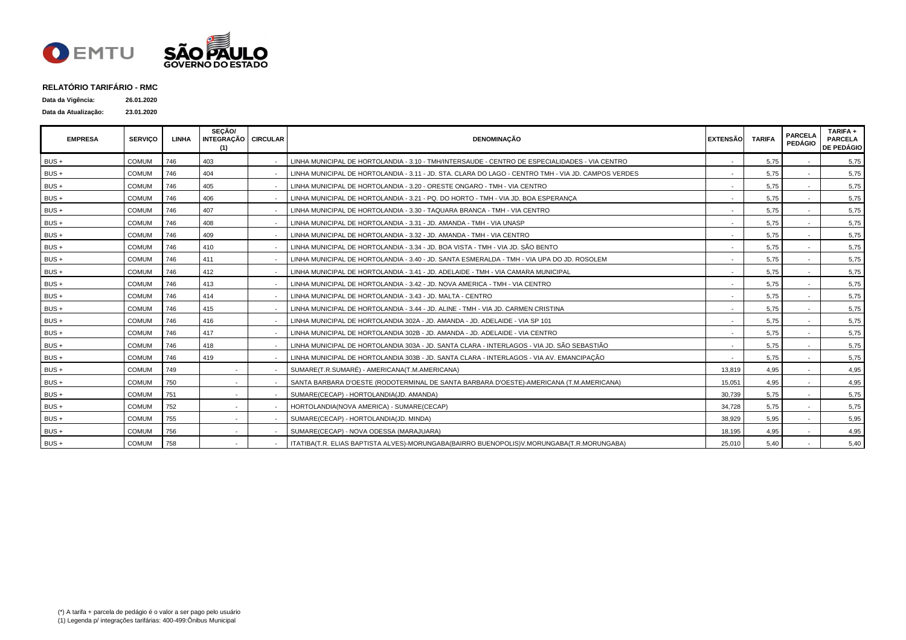**RELATÓRIO TARIFÁRIO - RMC**

**Data da Vigência:** 26.01.2020

**Data da Atualização:** 23.01.2020

| EMPRESA | SERVIÇO | LINHA | SEÇÃO/ INTEGRAÇÃO (1) | CIRCULAR | DENOMINAÇÃO | EXTENSÃO | TARIFA | PARCELA PEDÁGIO | TARIFA + PARCELA DE PEDÁGIO |
|---|---|---|---|---|---|---|---|---|---|
| BUS + | COMUM | 746 | 403 | - | LINHA MUNICIPAL DE HORTOLANDIA - 3.10 - TMH/INTERSAUDE - CENTRO DE ESPECIALIDADES - VIA CENTRO | - | 5,75 | - | 5,75 |
| BUS + | COMUM | 746 | 404 | - | LINHA MUNICIPAL DE HORTOLANDIA - 3.11 - JD. STA. CLARA DO LAGO - CENTRO TMH - VIA JD. CAMPOS VERDES | - | 5,75 | - | 5,75 |
| BUS + | COMUM | 746 | 405 | - | LINHA MUNICIPAL DE HORTOLANDIA - 3.20 - ORESTE ONGARO - TMH - VIA CENTRO | - | 5,75 | - | 5,75 |
| BUS + | COMUM | 746 | 406 | - | LINHA MUNICIPAL DE HORTOLANDIA - 3.21 - PQ. DO HORTO - TMH - VIA JD. BOA ESPERANÇA | - | 5,75 | - | 5,75 |
| BUS + | COMUM | 746 | 407 | - | LINHA MUNICIPAL DE HORTOLANDIA - 3.30 - TAQUARA BRANCA - TMH - VIA CENTRO | - | 5,75 | - | 5,75 |
| BUS + | COMUM | 746 | 408 | - | LINHA MUNICIPAL DE HORTOLANDIA - 3.31 - JD. AMANDA - TMH - VIA UNASP | - | 5,75 | - | 5,75 |
| BUS + | COMUM | 746 | 409 | - | LINHA MUNICIPAL DE HORTOLANDIA - 3.32 - JD. AMANDA - TMH - VIA CENTRO | - | 5,75 | - | 5,75 |
| BUS + | COMUM | 746 | 410 | - | LINHA MUNICIPAL DE HORTOLANDIA - 3.34 - JD. BOA VISTA - TMH - VIA JD. SÃO BENTO | - | 5,75 | - | 5,75 |
| BUS + | COMUM | 746 | 411 | - | LINHA MUNICIPAL DE HORTOLANDIA - 3.40 - JD. SANTA ESMERALDA - TMH - VIA UPA DO JD. ROSOLEM | - | 5,75 | - | 5,75 |
| BUS + | COMUM | 746 | 412 | - | LINHA MUNICIPAL DE HORTOLANDIA - 3.41 - JD. ADELAIDE - TMH - VIA CAMARA MUNICIPAL | - | 5,75 | - | 5,75 |
| BUS + | COMUM | 746 | 413 | - | LINHA MUNICIPAL DE HORTOLANDIA - 3.42 - JD. NOVA AMERICA - TMH - VIA CENTRO | - | 5,75 | - | 5,75 |
| BUS + | COMUM | 746 | 414 | - | LINHA MUNICIPAL DE HORTOLANDIA - 3.43 - JD. MALTA - CENTRO | - | 5,75 | - | 5,75 |
| BUS + | COMUM | 746 | 415 | - | LINHA MUNICIPAL DE HORTOLANDIA - 3.44 - JD. ALINE - TMH - VIA JD. CARMEN CRISTINA | - | 5,75 | - | 5,75 |
| BUS + | COMUM | 746 | 416 | - | LINHA MUNICIPAL DE HORTOLANDIA 302A - JD. AMANDA - JD. ADELAIDE - VIA SP 101 | - | 5,75 | - | 5,75 |
| BUS + | COMUM | 746 | 417 | - | LINHA MUNICIPAL DE HORTOLANDIA 302B - JD. AMANDA - JD. ADELAIDE - VIA CENTRO | - | 5,75 | - | 5,75 |
| BUS + | COMUM | 746 | 418 | - | LINHA MUNICIPAL DE HORTOLANDIA 303A - JD. SANTA CLARA - INTERLAGOS - VIA JD. SÃO SEBASTIÃO | - | 5,75 | - | 5,75 |
| BUS + | COMUM | 746 | 419 | - | LINHA MUNICIPAL DE HORTOLANDIA 303B - JD. SANTA CLARA - INTERLAGOS - VIA AV. EMANCIPAÇÃO | - | 5,75 | - | 5,75 |
| BUS + | COMUM | 749 | - | - | SUMARE(T.R.SUMARÉ) - AMERICANA(T.M.AMERICANA) | 13,819 | 4,95 | - | 4,95 |
| BUS + | COMUM | 750 | - | - | SANTA BARBARA D'OESTE (RODOTERMINAL DE SANTA BARBARA D'OESTE)-AMERICANA (T.M.AMERICANA) | 15,051 | 4,95 | - | 4,95 |
| BUS + | COMUM | 751 | - | - | SUMARE(CECAP) - HORTOLANDIA(JD. AMANDA) | 30,739 | 5,75 | - | 5,75 |
| BUS + | COMUM | 752 | - | - | HORTOLANDIA(NOVA AMERICA) - SUMARE(CECAP) | 34,728 | 5,75 | - | 5,75 |
| BUS + | COMUM | 755 | - | - | SUMARE(CECAP) - HORTOLANDIA(JD. MINDA) | 38,929 | 5,95 | - | 5,95 |
| BUS + | COMUM | 756 | - | - | SUMARE(CECAP) - NOVA ODESSA (MARAJUARA) | 18,195 | 4,95 | - | 4,95 |
| BUS + | COMUM | 758 | - | - | ITATIBA(T.R. ELIAS BAPTISTA ALVES)-MORUNGABA(BAIRRO BUENOPOLIS)V.MORUNGABA(T.R.MORUNGABA) | 25,010 | 5,40 | - | 5,40 |

(*) A tarifa + parcela de pedágio é o valor a ser pago pelo usuário

(1) Legenda p/ integrações tarifárias: 400-499:Ônibus Municipal